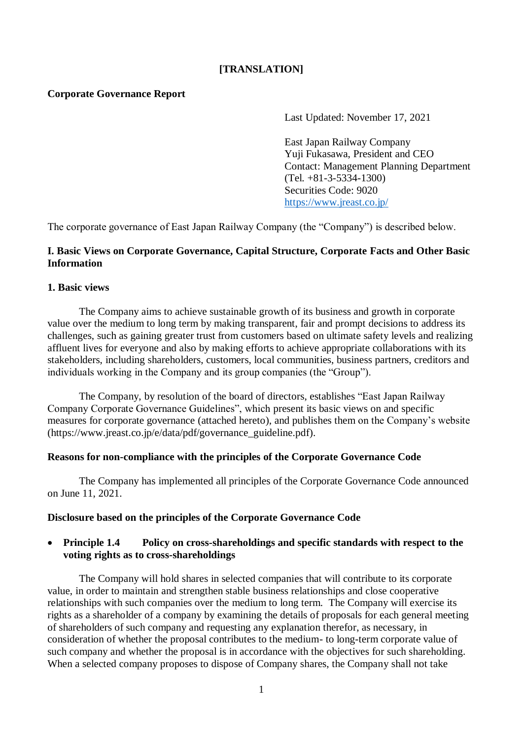**[TRANSLATION]**

**Corporate Governance Report**

Last Updated: November 17, 2021

East Japan Railway Company
Yuji Fukasawa, President and CEO
Contact: Management Planning Department
(Tel. +81-3-5334-1300)
Securities Code: 9020
https://www.jreast.co.jp/

The corporate governance of East Japan Railway Company (the "Company") is described below.

## I. Basic Views on Corporate Governance, Capital Structure, Corporate Facts and Other Basic Information

### 1. Basic views

The Company aims to achieve sustainable growth of its business and growth in corporate value over the medium to long term by making transparent, fair and prompt decisions to address its challenges, such as gaining greater trust from customers based on ultimate safety levels and realizing affluent lives for everyone and also by making efforts to achieve appropriate collaborations with its stakeholders, including shareholders, customers, local communities, business partners, creditors and individuals working in the Company and its group companies (the "Group").

The Company, by resolution of the board of directors, establishes "East Japan Railway Company Corporate Governance Guidelines", which present its basic views on and specific measures for corporate governance (attached hereto), and publishes them on the Company's website (https://www.jreast.co.jp/e/data/pdf/governance_guideline.pdf).

**Reasons for non-compliance with the principles of the Corporate Governance Code**

The Company has implemented all principles of the Corporate Governance Code announced on June 11, 2021.

**Disclosure based on the principles of the Corporate Governance Code**

- **Principle 1.4 Policy on cross-shareholdings and specific standards with respect to the voting rights as to cross-shareholdings**

The Company will hold shares in selected companies that will contribute to its corporate value, in order to maintain and strengthen stable business relationships and close cooperative relationships with such companies over the medium to long term. The Company will exercise its rights as a shareholder of a company by examining the details of proposals for each general meeting of shareholders of such company and requesting any explanation therefor, as necessary, in consideration of whether the proposal contributes to the medium- to long-term corporate value of such company and whether the proposal is in accordance with the objectives for such shareholding. When a selected company proposes to dispose of Company shares, the Company shall not take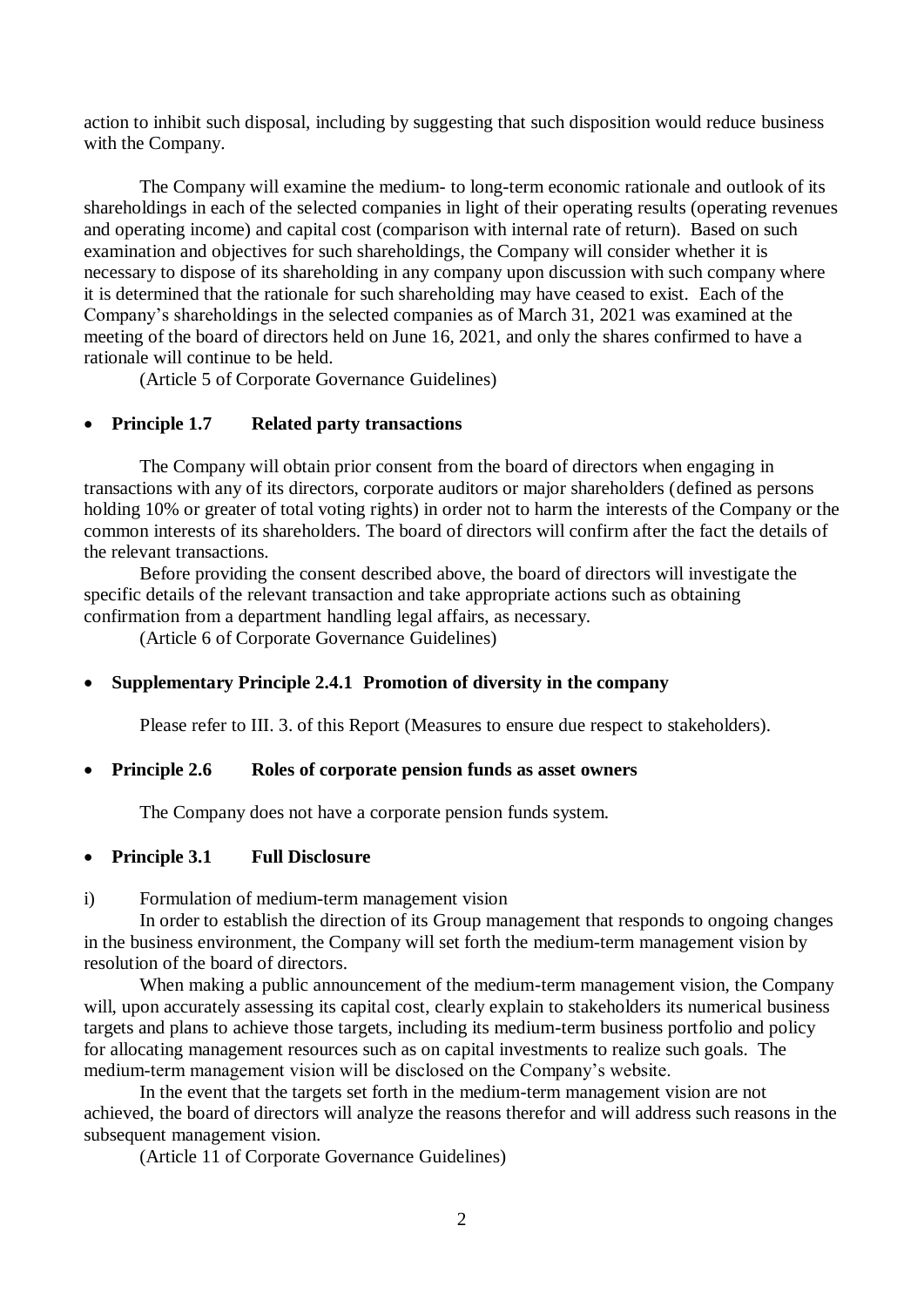action to inhibit such disposal, including by suggesting that such disposition would reduce business with the Company.

The Company will examine the medium- to long-term economic rationale and outlook of its shareholdings in each of the selected companies in light of their operating results (operating revenues and operating income) and capital cost (comparison with internal rate of return). Based on such examination and objectives for such shareholdings, the Company will consider whether it is necessary to dispose of its shareholding in any company upon discussion with such company where it is determined that the rationale for such shareholding may have ceased to exist. Each of the Company's shareholdings in the selected companies as of March 31, 2021 was examined at the meeting of the board of directors held on June 16, 2021, and only the shares confirmed to have a rationale will continue to be held.

(Article 5 of Corporate Governance Guidelines)

- **Principle 1.7 Related party transactions**

The Company will obtain prior consent from the board of directors when engaging in transactions with any of its directors, corporate auditors or major shareholders (defined as persons holding 10% or greater of total voting rights) in order not to harm the interests of the Company or the common interests of its shareholders. The board of directors will confirm after the fact the details of the relevant transactions.

Before providing the consent described above, the board of directors will investigate the specific details of the relevant transaction and take appropriate actions such as obtaining confirmation from a department handling legal affairs, as necessary.

(Article 6 of Corporate Governance Guidelines)

- **Supplementary Principle 2.4.1 Promotion of diversity in the company**

Please refer to III. 3. of this Report (Measures to ensure due respect to stakeholders).

- **Principle 2.6 Roles of corporate pension funds as asset owners**

The Company does not have a corporate pension funds system.

- **Principle 3.1 Full Disclosure**

i) Formulation of medium-term management vision

In order to establish the direction of its Group management that responds to ongoing changes in the business environment, the Company will set forth the medium-term management vision by resolution of the board of directors.

When making a public announcement of the medium-term management vision, the Company will, upon accurately assessing its capital cost, clearly explain to stakeholders its numerical business targets and plans to achieve those targets, including its medium-term business portfolio and policy for allocating management resources such as on capital investments to realize such goals. The medium-term management vision will be disclosed on the Company's website.

In the event that the targets set forth in the medium-term management vision are not achieved, the board of directors will analyze the reasons therefor and will address such reasons in the subsequent management vision.

(Article 11 of Corporate Governance Guidelines)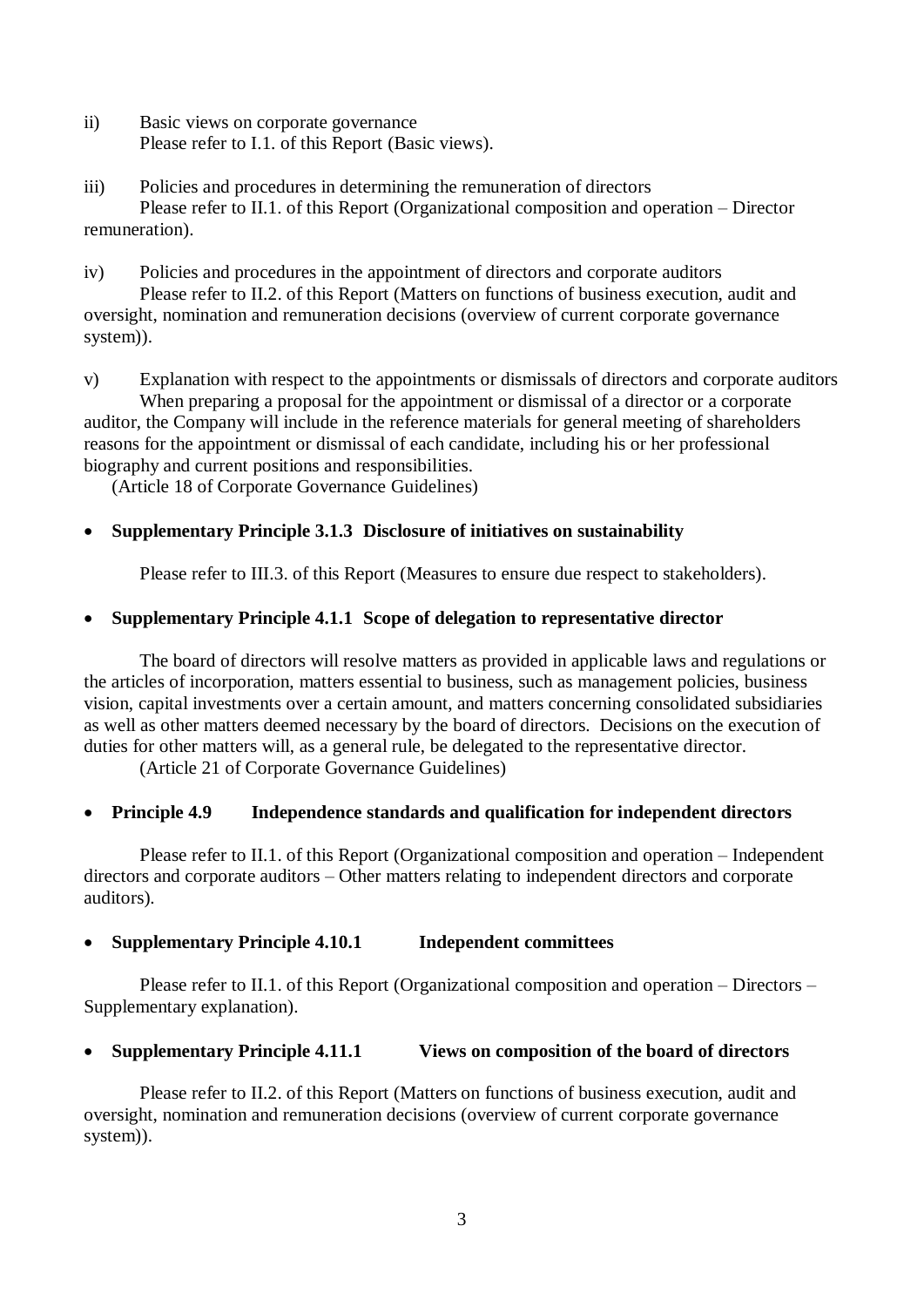ii) Basic views on corporate governance
Please refer to I.1. of this Report (Basic views).

iii) Policies and procedures in determining the remuneration of directors
Please refer to II.1. of this Report (Organizational composition and operation – Director remuneration).

iv) Policies and procedures in the appointment of directors and corporate auditors
Please refer to II.2. of this Report (Matters on functions of business execution, audit and oversight, nomination and remuneration decisions (overview of current corporate governance system)).

v) Explanation with respect to the appointments or dismissals of directors and corporate auditors
When preparing a proposal for the appointment or dismissal of a director or a corporate auditor, the Company will include in the reference materials for general meeting of shareholders reasons for the appointment or dismissal of each candidate, including his or her professional biography and current positions and responsibilities.
(Article 18 of Corporate Governance Guidelines)

- **Supplementary Principle 3.1.3 Disclosure of initiatives on sustainability**

Please refer to III.3. of this Report (Measures to ensure due respect to stakeholders).

- **Supplementary Principle 4.1.1 Scope of delegation to representative director**

The board of directors will resolve matters as provided in applicable laws and regulations or the articles of incorporation, matters essential to business, such as management policies, business vision, capital investments over a certain amount, and matters concerning consolidated subsidiaries as well as other matters deemed necessary by the board of directors. Decisions on the execution of duties for other matters will, as a general rule, be delegated to the representative director.
(Article 21 of Corporate Governance Guidelines)

- **Principle 4.9 Independence standards and qualification for independent directors**

Please refer to II.1. of this Report (Organizational composition and operation – Independent directors and corporate auditors – Other matters relating to independent directors and corporate auditors).

- **Supplementary Principle 4.10.1 Independent committees**

Please refer to II.1. of this Report (Organizational composition and operation – Directors – Supplementary explanation).

- **Supplementary Principle 4.11.1 Views on composition of the board of directors**

Please refer to II.2. of this Report (Matters on functions of business execution, audit and oversight, nomination and remuneration decisions (overview of current corporate governance system)).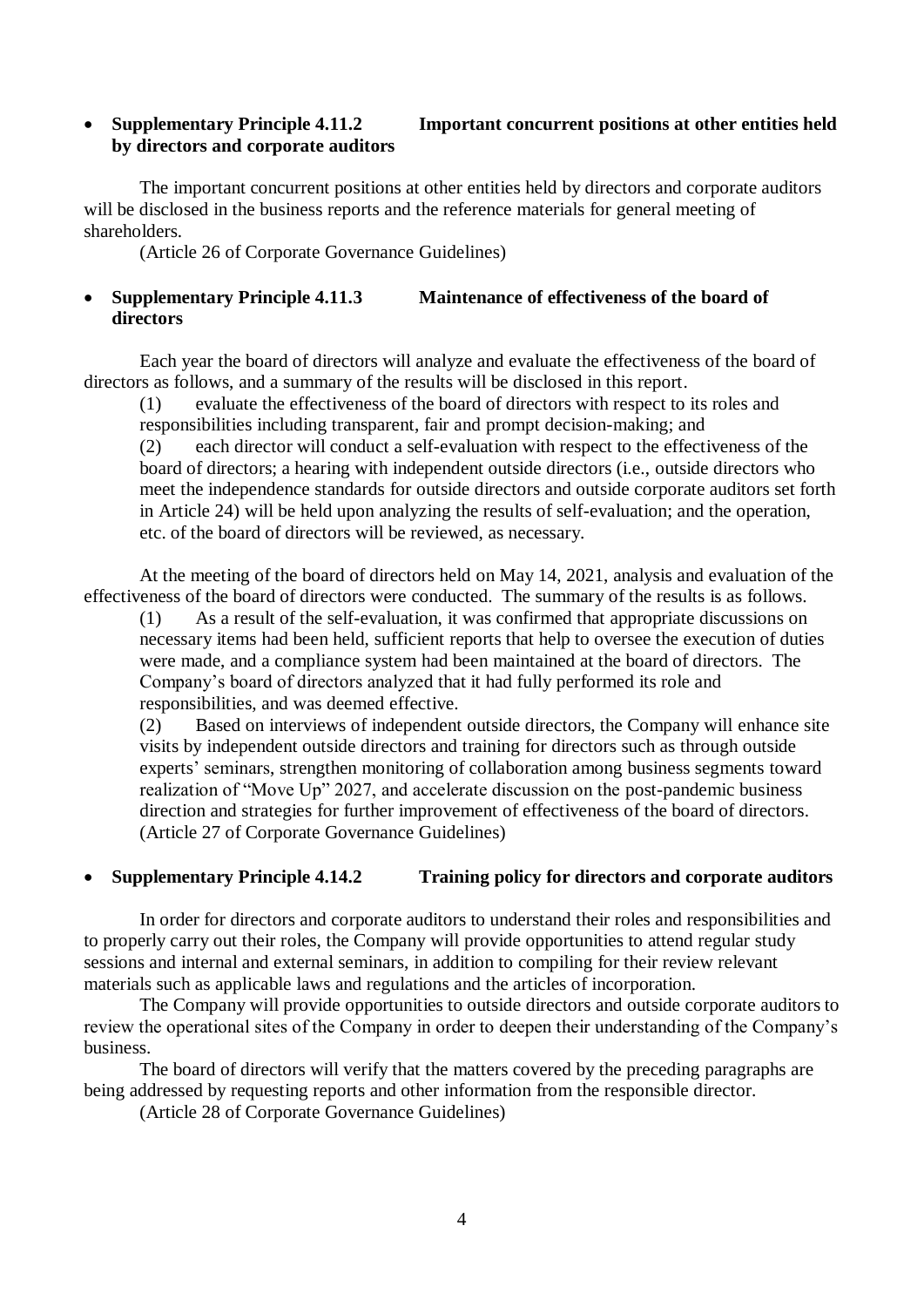- **Supplementary Principle 4.11.2 Important concurrent positions at other entities held by directors and corporate auditors**

The important concurrent positions at other entities held by directors and corporate auditors will be disclosed in the business reports and the reference materials for general meeting of shareholders.

(Article 26 of Corporate Governance Guidelines)

- **Supplementary Principle 4.11.3 Maintenance of effectiveness of the board of directors**

Each year the board of directors will analyze and evaluate the effectiveness of the board of directors as follows, and a summary of the results will be disclosed in this report.

(1) evaluate the effectiveness of the board of directors with respect to its roles and responsibilities including transparent, fair and prompt decision-making; and

(2) each director will conduct a self-evaluation with respect to the effectiveness of the board of directors; a hearing with independent outside directors (i.e., outside directors who meet the independence standards for outside directors and outside corporate auditors set forth in Article 24) will be held upon analyzing the results of self-evaluation; and the operation, etc. of the board of directors will be reviewed, as necessary.

At the meeting of the board of directors held on May 14, 2021, analysis and evaluation of the effectiveness of the board of directors were conducted. The summary of the results is as follows.

(1) As a result of the self-evaluation, it was confirmed that appropriate discussions on necessary items had been held, sufficient reports that help to oversee the execution of duties were made, and a compliance system had been maintained at the board of directors. The Company's board of directors analyzed that it had fully performed its role and responsibilities, and was deemed effective.

(2) Based on interviews of independent outside directors, the Company will enhance site visits by independent outside directors and training for directors such as through outside experts' seminars, strengthen monitoring of collaboration among business segments toward realization of "Move Up" 2027, and accelerate discussion on the post-pandemic business direction and strategies for further improvement of effectiveness of the board of directors.

(Article 27 of Corporate Governance Guidelines)

- **Supplementary Principle 4.14.2 Training policy for directors and corporate auditors**

In order for directors and corporate auditors to understand their roles and responsibilities and to properly carry out their roles, the Company will provide opportunities to attend regular study sessions and internal and external seminars, in addition to compiling for their review relevant materials such as applicable laws and regulations and the articles of incorporation.

The Company will provide opportunities to outside directors and outside corporate auditors to review the operational sites of the Company in order to deepen their understanding of the Company's business.

The board of directors will verify that the matters covered by the preceding paragraphs are being addressed by requesting reports and other information from the responsible director.

(Article 28 of Corporate Governance Guidelines)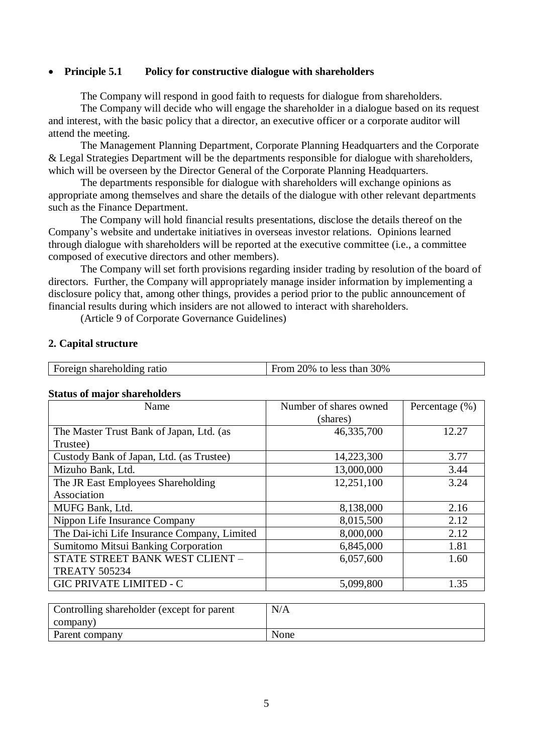- **Principle 5.1 Policy for constructive dialogue with shareholders**

The Company will respond in good faith to requests for dialogue from shareholders.

The Company will decide who will engage the shareholder in a dialogue based on its request and interest, with the basic policy that a director, an executive officer or a corporate auditor will attend the meeting.

The Management Planning Department, Corporate Planning Headquarters and the Corporate & Legal Strategies Department will be the departments responsible for dialogue with shareholders, which will be overseen by the Director General of the Corporate Planning Headquarters.

The departments responsible for dialogue with shareholders will exchange opinions as appropriate among themselves and share the details of the dialogue with other relevant departments such as the Finance Department.

The Company will hold financial results presentations, disclose the details thereof on the Company's website and undertake initiatives in overseas investor relations. Opinions learned through dialogue with shareholders will be reported at the executive committee (i.e., a committee composed of executive directors and other members).

The Company will set forth provisions regarding insider trading by resolution of the board of directors. Further, the Company will appropriately manage insider information by implementing a disclosure policy that, among other things, provides a period prior to the public announcement of financial results during which insiders are not allowed to interact with shareholders.

(Article 9 of Corporate Governance Guidelines)

## 2. Capital structure

| Foreign shareholding ratio | From 20% to less than 30% |
|---|---|

**Status of major shareholders**

| Name | Number of shares owned (shares) | Percentage (%) |
|---|---|---|
| The Master Trust Bank of Japan, Ltd. (as Trustee) | 46,335,700 | 12.27 |
| Custody Bank of Japan, Ltd. (as Trustee) | 14,223,300 | 3.77 |
| Mizuho Bank, Ltd. | 13,000,000 | 3.44 |
| The JR East Employees Shareholding Association | 12,251,100 | 3.24 |
| MUFG Bank, Ltd. | 8,138,000 | 2.16 |
| Nippon Life Insurance Company | 8,015,500 | 2.12 |
| The Dai-ichi Life Insurance Company, Limited | 8,000,000 | 2.12 |
| Sumitomo Mitsui Banking Corporation | 6,845,000 | 1.81 |
| STATE STREET BANK WEST CLIENT – TREATY 505234 | 6,057,600 | 1.60 |
| GIC PRIVATE LIMITED - C | 5,099,800 | 1.35 |

| Controlling shareholder (except for parent company) | N/A |
|---|---|
| Parent company | None |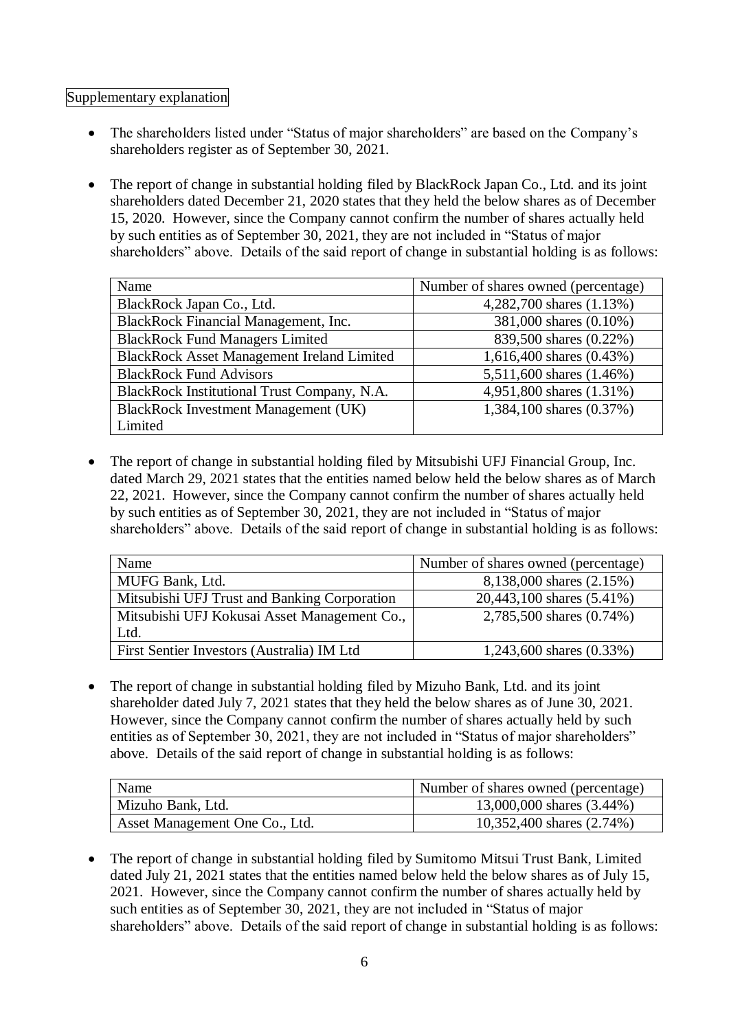Supplementary explanation

- The shareholders listed under "Status of major shareholders" are based on the Company's shareholders register as of September 30, 2021.

- The report of change in substantial holding filed by BlackRock Japan Co., Ltd. and its joint shareholders dated December 21, 2020 states that they held the below shares as of December 15, 2020. However, since the Company cannot confirm the number of shares actually held by such entities as of September 30, 2021, they are not included in "Status of major shareholders" above. Details of the said report of change in substantial holding is as follows:

| Name | Number of shares owned (percentage) |
|---|---|
| BlackRock Japan Co., Ltd. | 4,282,700 shares (1.13%) |
| BlackRock Financial Management, Inc. | 381,000 shares (0.10%) |
| BlackRock Fund Managers Limited | 839,500 shares (0.22%) |
| BlackRock Asset Management Ireland Limited | 1,616,400 shares (0.43%) |
| BlackRock Fund Advisors | 5,511,600 shares (1.46%) |
| BlackRock Institutional Trust Company, N.A. | 4,951,800 shares (1.31%) |
| BlackRock Investment Management (UK) Limited | 1,384,100 shares (0.37%) |

- The report of change in substantial holding filed by Mitsubishi UFJ Financial Group, Inc. dated March 29, 2021 states that the entities named below held the below shares as of March 22, 2021. However, since the Company cannot confirm the number of shares actually held by such entities as of September 30, 2021, they are not included in "Status of major shareholders" above. Details of the said report of change in substantial holding is as follows:

| Name | Number of shares owned (percentage) |
|---|---|
| MUFG Bank, Ltd. | 8,138,000 shares (2.15%) |
| Mitsubishi UFJ Trust and Banking Corporation | 20,443,100 shares (5.41%) |
| Mitsubishi UFJ Kokusai Asset Management Co., Ltd. | 2,785,500 shares (0.74%) |
| First Sentier Investors (Australia) IM Ltd | 1,243,600 shares (0.33%) |

- The report of change in substantial holding filed by Mizuho Bank, Ltd. and its joint shareholder dated July 7, 2021 states that they held the below shares as of June 30, 2021. However, since the Company cannot confirm the number of shares actually held by such entities as of September 30, 2021, they are not included in "Status of major shareholders" above. Details of the said report of change in substantial holding is as follows:

| Name | Number of shares owned (percentage) |
|---|---|
| Mizuho Bank, Ltd. | 13,000,000 shares (3.44%) |
| Asset Management One Co., Ltd. | 10,352,400 shares (2.74%) |

- The report of change in substantial holding filed by Sumitomo Mitsui Trust Bank, Limited dated July 21, 2021 states that the entities named below held the below shares as of July 15, 2021. However, since the Company cannot confirm the number of shares actually held by such entities as of September 30, 2021, they are not included in "Status of major shareholders" above. Details of the said report of change in substantial holding is as follows: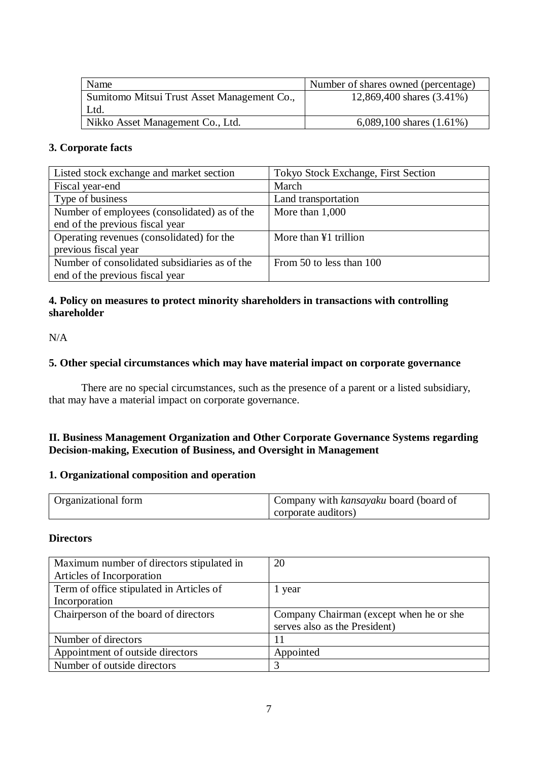| Name | Number of shares owned (percentage) |
|---|---|
| Sumitomo Mitsui Trust Asset Management Co., Ltd. | 12,869,400 shares (3.41%) |
| Nikko Asset Management Co., Ltd. | 6,089,100 shares (1.61%) |

### 3. Corporate facts

| Listed stock exchange and market section | Tokyo Stock Exchange, First Section |
|---|---|
| Fiscal year-end | March |
| Type of business | Land transportation |
| Number of employees (consolidated) as of the end of the previous fiscal year | More than 1,000 |
| Operating revenues (consolidated) for the previous fiscal year | More than ¥1 trillion |
| Number of consolidated subsidiaries as of the end of the previous fiscal year | From 50 to less than 100 |

### 4. Policy on measures to protect minority shareholders in transactions with controlling shareholder

N/A

### 5. Other special circumstances which may have material impact on corporate governance

There are no special circumstances, such as the presence of a parent or a listed subsidiary, that may have a material impact on corporate governance.

## II. Business Management Organization and Other Corporate Governance Systems regarding Decision-making, Execution of Business, and Oversight in Management

### 1. Organizational composition and operation

| Organizational form | Company with *kansayaku* board (board of corporate auditors) |
|---|---|

**Directors**

| Maximum number of directors stipulated in Articles of Incorporation | 20 |
|---|---|
| Term of office stipulated in Articles of Incorporation | 1 year |
| Chairperson of the board of directors | Company Chairman (except when he or she serves also as the President) |
| Number of directors | 11 |
| Appointment of outside directors | Appointed |
| Number of outside directors | 3 |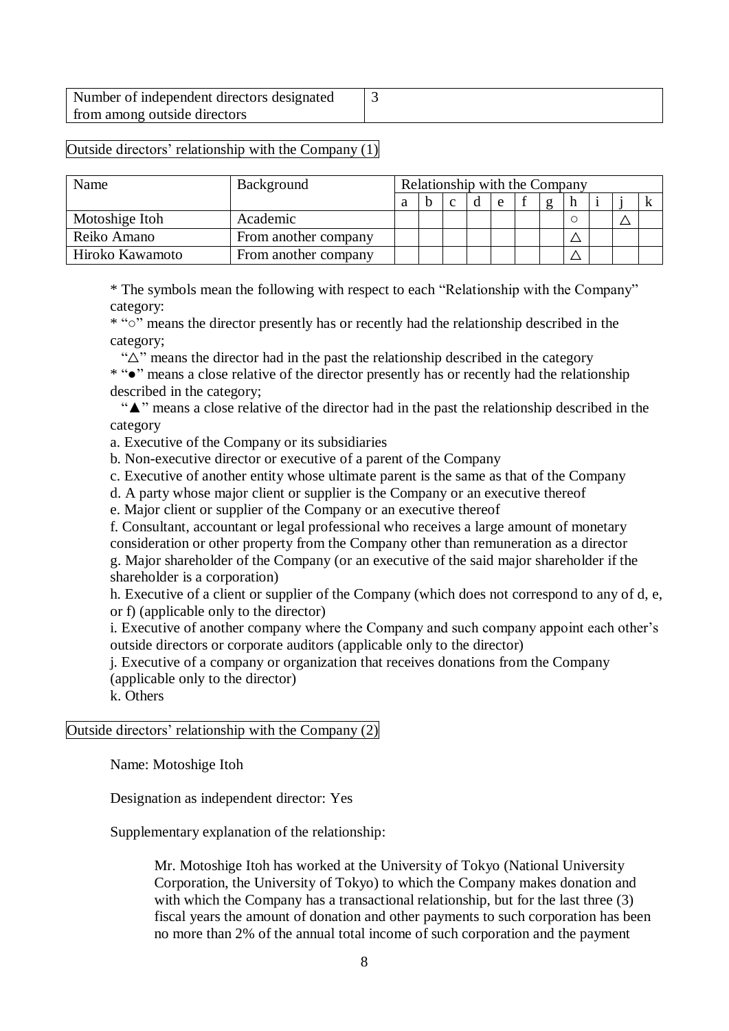| Number of independent directors designated from among outside directors | 3 |
|---|---|

Outside directors' relationship with the Company (1)

| Name | Background | Relationship with the Company | | | | | | | | | | |
|---|---|---|---|---|---|---|---|---|---|---|---|---|
| | | a | b | c | d | e | f | g | h | i | j | k |
| Motoshige Itoh | Academic | | | | | | | | ○ | | △ | |
| Reiko Amano | From another company | | | | | | | | △ | | | |
| Hiroko Kawamoto | From another company | | | | | | | | △ | | | |

* The symbols mean the following with respect to each "Relationship with the Company" category:

* "○" means the director presently has or recently had the relationship described in the category;

"△" means the director had in the past the relationship described in the category

* "●" means a close relative of the director presently has or recently had the relationship described in the category;

"▲" means a close relative of the director had in the past the relationship described in the category

a. Executive of the Company or its subsidiaries

b. Non-executive director or executive of a parent of the Company

c. Executive of another entity whose ultimate parent is the same as that of the Company

d. A party whose major client or supplier is the Company or an executive thereof

e. Major client or supplier of the Company or an executive thereof

f. Consultant, accountant or legal professional who receives a large amount of monetary consideration or other property from the Company other than remuneration as a director

g. Major shareholder of the Company (or an executive of the said major shareholder if the shareholder is a corporation)

h. Executive of a client or supplier of the Company (which does not correspond to any of d, e, or f) (applicable only to the director)

i. Executive of another company where the Company and such company appoint each other's outside directors or corporate auditors (applicable only to the director)

j. Executive of a company or organization that receives donations from the Company (applicable only to the director)

k. Others

Outside directors' relationship with the Company (2)

Name: Motoshige Itoh

Designation as independent director: Yes

Supplementary explanation of the relationship:

Mr. Motoshige Itoh has worked at the University of Tokyo (National University Corporation, the University of Tokyo) to which the Company makes donation and with which the Company has a transactional relationship, but for the last three (3) fiscal years the amount of donation and other payments to such corporation has been no more than 2% of the annual total income of such corporation and the payment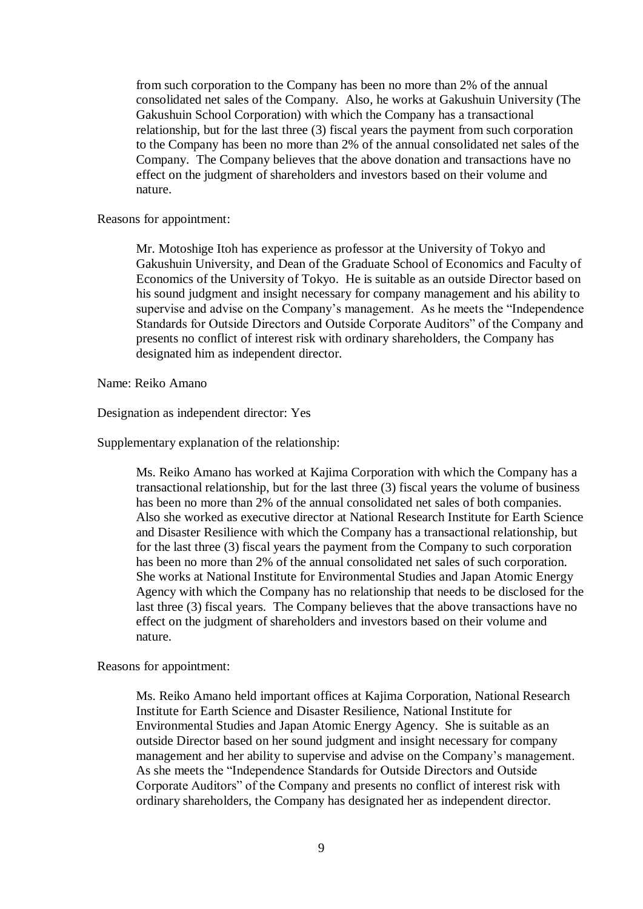from such corporation to the Company has been no more than 2% of the annual consolidated net sales of the Company. Also, he works at Gakushuin University (The Gakushuin School Corporation) with which the Company has a transactional relationship, but for the last three (3) fiscal years the payment from such corporation to the Company has been no more than 2% of the annual consolidated net sales of the Company. The Company believes that the above donation and transactions have no effect on the judgment of shareholders and investors based on their volume and nature.

Reasons for appointment:

> Mr. Motoshige Itoh has experience as professor at the University of Tokyo and Gakushuin University, and Dean of the Graduate School of Economics and Faculty of Economics of the University of Tokyo. He is suitable as an outside Director based on his sound judgment and insight necessary for company management and his ability to supervise and advise on the Company's management. As he meets the "Independence Standards for Outside Directors and Outside Corporate Auditors" of the Company and presents no conflict of interest risk with ordinary shareholders, the Company has designated him as independent director.

Name: Reiko Amano

Designation as independent director: Yes

Supplementary explanation of the relationship:

> Ms. Reiko Amano has worked at Kajima Corporation with which the Company has a transactional relationship, but for the last three (3) fiscal years the volume of business has been no more than 2% of the annual consolidated net sales of both companies. Also she worked as executive director at National Research Institute for Earth Science and Disaster Resilience with which the Company has a transactional relationship, but for the last three (3) fiscal years the payment from the Company to such corporation has been no more than 2% of the annual consolidated net sales of such corporation. She works at National Institute for Environmental Studies and Japan Atomic Energy Agency with which the Company has no relationship that needs to be disclosed for the last three (3) fiscal years. The Company believes that the above transactions have no effect on the judgment of shareholders and investors based on their volume and nature.

Reasons for appointment:

> Ms. Reiko Amano held important offices at Kajima Corporation, National Research Institute for Earth Science and Disaster Resilience, National Institute for Environmental Studies and Japan Atomic Energy Agency. She is suitable as an outside Director based on her sound judgment and insight necessary for company management and her ability to supervise and advise on the Company's management. As she meets the "Independence Standards for Outside Directors and Outside Corporate Auditors" of the Company and presents no conflict of interest risk with ordinary shareholders, the Company has designated her as independent director.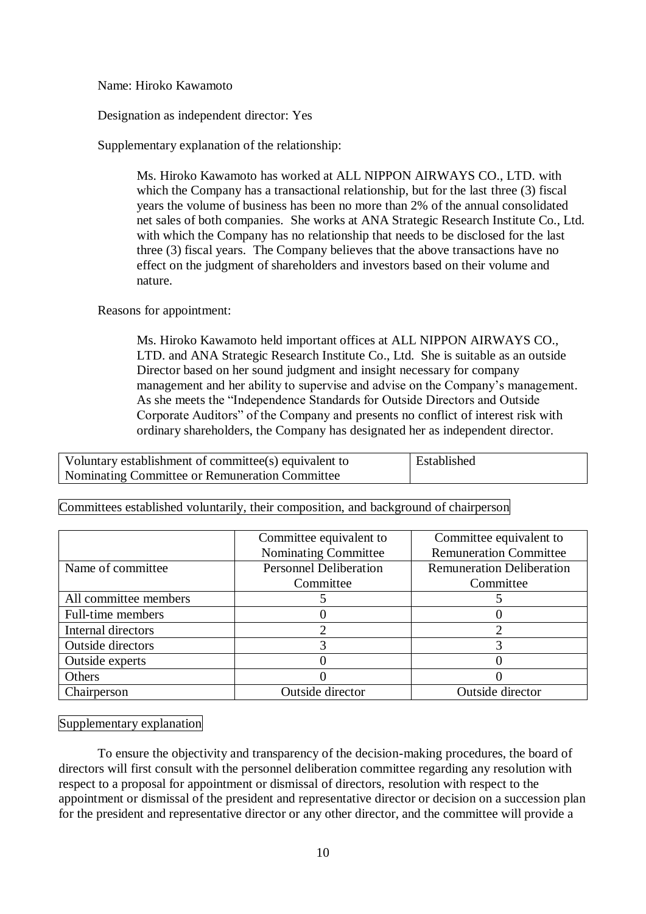Name: Hiroko Kawamoto

Designation as independent director: Yes

Supplementary explanation of the relationship:

> Ms. Hiroko Kawamoto has worked at ALL NIPPON AIRWAYS CO., LTD. with which the Company has a transactional relationship, but for the last three (3) fiscal years the volume of business has been no more than 2% of the annual consolidated net sales of both companies. She works at ANA Strategic Research Institute Co., Ltd. with which the Company has no relationship that needs to be disclosed for the last three (3) fiscal years. The Company believes that the above transactions have no effect on the judgment of shareholders and investors based on their volume and nature.

Reasons for appointment:

> Ms. Hiroko Kawamoto held important offices at ALL NIPPON AIRWAYS CO., LTD. and ANA Strategic Research Institute Co., Ltd. She is suitable as an outside Director based on her sound judgment and insight necessary for company management and her ability to supervise and advise on the Company's management. As she meets the "Independence Standards for Outside Directors and Outside Corporate Auditors" of the Company and presents no conflict of interest risk with ordinary shareholders, the Company has designated her as independent director.

| Voluntary establishment of committee(s) equivalent to Nominating Committee or Remuneration Committee | Established |
|---|---|

Committees established voluntarily, their composition, and background of chairperson

| | Committee equivalent to Nominating Committee | Committee equivalent to Remuneration Committee |
|---|---|---|
| Name of committee | Personnel Deliberation Committee | Remuneration Deliberation Committee |
| All committee members | 5 | 5 |
| Full-time members | 0 | 0 |
| Internal directors | 2 | 2 |
| Outside directors | 3 | 3 |
| Outside experts | 0 | 0 |
| Others | 0 | 0 |
| Chairperson | Outside director | Outside director |

Supplementary explanation

To ensure the objectivity and transparency of the decision-making procedures, the board of directors will first consult with the personnel deliberation committee regarding any resolution with respect to a proposal for appointment or dismissal of directors, resolution with respect to the appointment or dismissal of the president and representative director or decision on a succession plan for the president and representative director or any other director, and the committee will provide a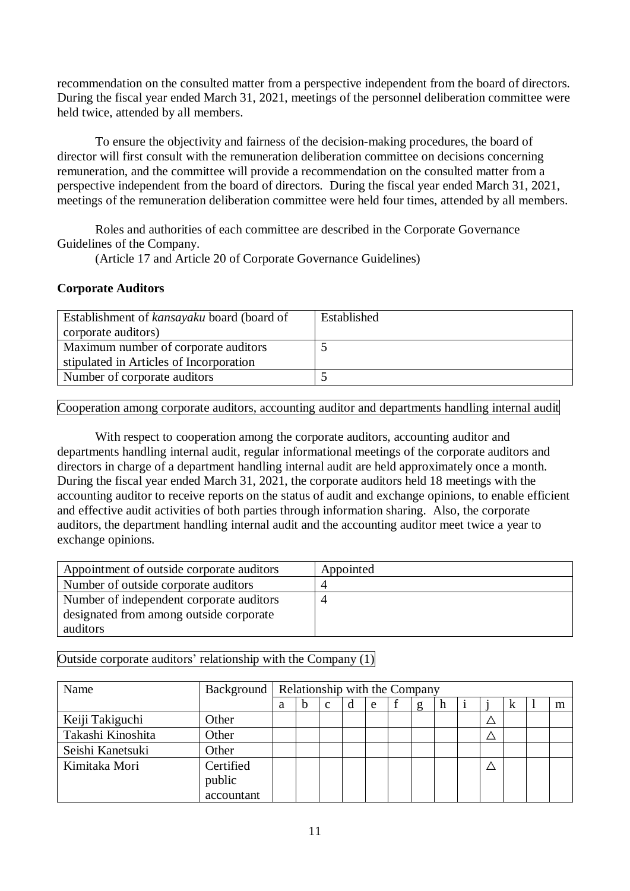recommendation on the consulted matter from a perspective independent from the board of directors. During the fiscal year ended March 31, 2021, meetings of the personnel deliberation committee were held twice, attended by all members.

To ensure the objectivity and fairness of the decision-making procedures, the board of director will first consult with the remuneration deliberation committee on decisions concerning remuneration, and the committee will provide a recommendation on the consulted matter from a perspective independent from the board of directors. During the fiscal year ended March 31, 2021, meetings of the remuneration deliberation committee were held four times, attended by all members.

Roles and authorities of each committee are described in the Corporate Governance Guidelines of the Company.
(Article 17 and Article 20 of Corporate Governance Guidelines)

**Corporate Auditors**

| Establishment of *kansayaku* board (board of corporate auditors) | Established |
|---|---|
| Maximum number of corporate auditors stipulated in Articles of Incorporation | 5 |
| Number of corporate auditors | 5 |

Cooperation among corporate auditors, accounting auditor and departments handling internal audit

With respect to cooperation among the corporate auditors, accounting auditor and departments handling internal audit, regular informational meetings of the corporate auditors and directors in charge of a department handling internal audit are held approximately once a month. During the fiscal year ended March 31, 2021, the corporate auditors held 18 meetings with the accounting auditor to receive reports on the status of audit and exchange opinions, to enable efficient and effective audit activities of both parties through information sharing. Also, the corporate auditors, the department handling internal audit and the accounting auditor meet twice a year to exchange opinions.

| Appointment of outside corporate auditors | Appointed |
|---|---|
| Number of outside corporate auditors | 4 |
| Number of independent corporate auditors designated from among outside corporate auditors | 4 |

Outside corporate auditors' relationship with the Company (1)

| Name | Background | Relationship with the Company | | | | | | | | | | | | |
|---|---|---|---|---|---|---|---|---|---|---|---|---|---|---|
| | | a | b | c | d | e | f | g | h | i | j | k | l | m |
| Keiji Takiguchi | Other | | | | | | | | | | △ | | | |
| Takashi Kinoshita | Other | | | | | | | | | | △ | | | |
| Seishi Kanetsuki | Other | | | | | | | | | | | | | |
| Kimitaka Mori | Certified public accountant | | | | | | | | | | △ | | | |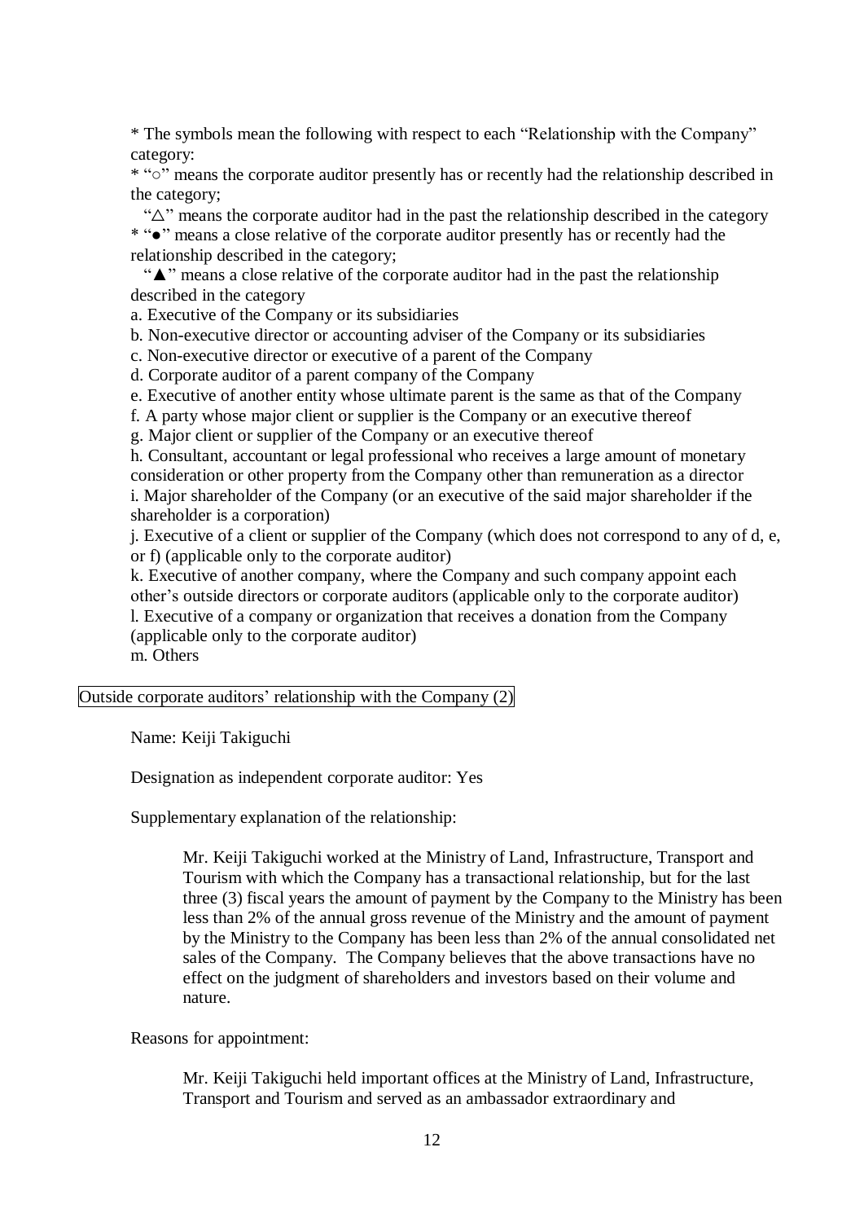* The symbols mean the following with respect to each “Relationship with the Company” category:

* “○” means the corporate auditor presently has or recently had the relationship described in the category;

“△” means the corporate auditor had in the past the relationship described in the category

* “●” means a close relative of the corporate auditor presently has or recently had the relationship described in the category;

“▲” means a close relative of the corporate auditor had in the past the relationship described in the category

a. Executive of the Company or its subsidiaries
b. Non-executive director or accounting adviser of the Company or its subsidiaries
c. Non-executive director or executive of a parent of the Company
d. Corporate auditor of a parent company of the Company
e. Executive of another entity whose ultimate parent is the same as that of the Company
f. A party whose major client or supplier is the Company or an executive thereof
g. Major client or supplier of the Company or an executive thereof
h. Consultant, accountant or legal professional who receives a large amount of monetary consideration or other property from the Company other than remuneration as a director
i. Major shareholder of the Company (or an executive of the said major shareholder if the shareholder is a corporation)
j. Executive of a client or supplier of the Company (which does not correspond to any of d, e, or f) (applicable only to the corporate auditor)
k. Executive of another company, where the Company and such company appoint each other’s outside directors or corporate auditors (applicable only to the corporate auditor)
l. Executive of a company or organization that receives a donation from the Company (applicable only to the corporate auditor)
m. Others

Outside corporate auditors’ relationship with the Company (2)

Name: Keiji Takiguchi

Designation as independent corporate auditor: Yes

Supplementary explanation of the relationship:

> Mr. Keiji Takiguchi worked at the Ministry of Land, Infrastructure, Transport and Tourism with which the Company has a transactional relationship, but for the last three (3) fiscal years the amount of payment by the Company to the Ministry has been less than 2% of the annual gross revenue of the Ministry and the amount of payment by the Ministry to the Company has been less than 2% of the annual consolidated net sales of the Company. The Company believes that the above transactions have no effect on the judgment of shareholders and investors based on their volume and nature.

Reasons for appointment:

> Mr. Keiji Takiguchi held important offices at the Ministry of Land, Infrastructure, Transport and Tourism and served as an ambassador extraordinary and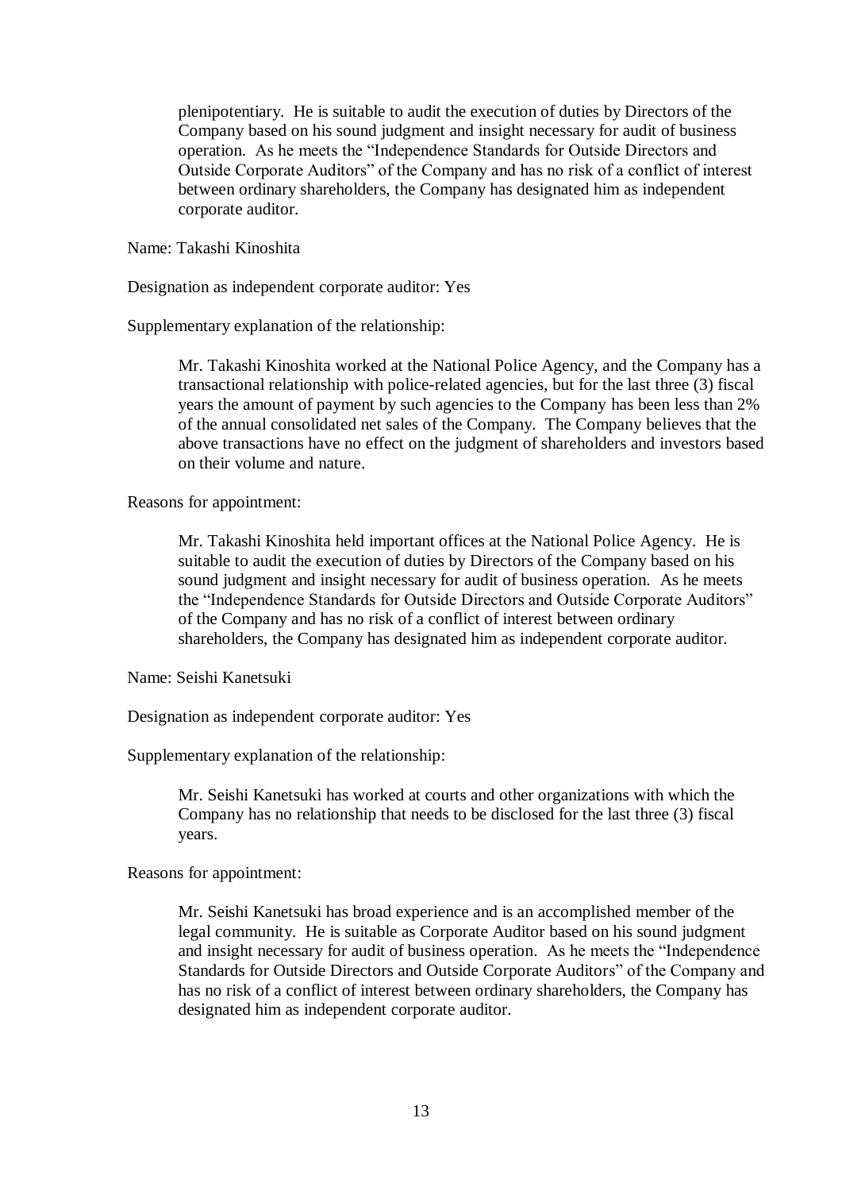plenipotentiary. He is suitable to audit the execution of duties by Directors of the Company based on his sound judgment and insight necessary for audit of business operation. As he meets the "Independence Standards for Outside Directors and Outside Corporate Auditors" of the Company and has no risk of a conflict of interest between ordinary shareholders, the Company has designated him as independent corporate auditor.

Name: Takashi Kinoshita

Designation as independent corporate auditor: Yes

Supplementary explanation of the relationship:

Mr. Takashi Kinoshita worked at the National Police Agency, and the Company has a transactional relationship with police-related agencies, but for the last three (3) fiscal years the amount of payment by such agencies to the Company has been less than 2% of the annual consolidated net sales of the Company. The Company believes that the above transactions have no effect on the judgment of shareholders and investors based on their volume and nature.

Reasons for appointment:

Mr. Takashi Kinoshita held important offices at the National Police Agency. He is suitable to audit the execution of duties by Directors of the Company based on his sound judgment and insight necessary for audit of business operation. As he meets the "Independence Standards for Outside Directors and Outside Corporate Auditors" of the Company and has no risk of a conflict of interest between ordinary shareholders, the Company has designated him as independent corporate auditor.

Name: Seishi Kanetsuki

Designation as independent corporate auditor: Yes

Supplementary explanation of the relationship:

Mr. Seishi Kanetsuki has worked at courts and other organizations with which the Company has no relationship that needs to be disclosed for the last three (3) fiscal years.

Reasons for appointment:

Mr. Seishi Kanetsuki has broad experience and is an accomplished member of the legal community. He is suitable as Corporate Auditor based on his sound judgment and insight necessary for audit of business operation. As he meets the "Independence Standards for Outside Directors and Outside Corporate Auditors" of the Company and has no risk of a conflict of interest between ordinary shareholders, the Company has designated him as independent corporate auditor.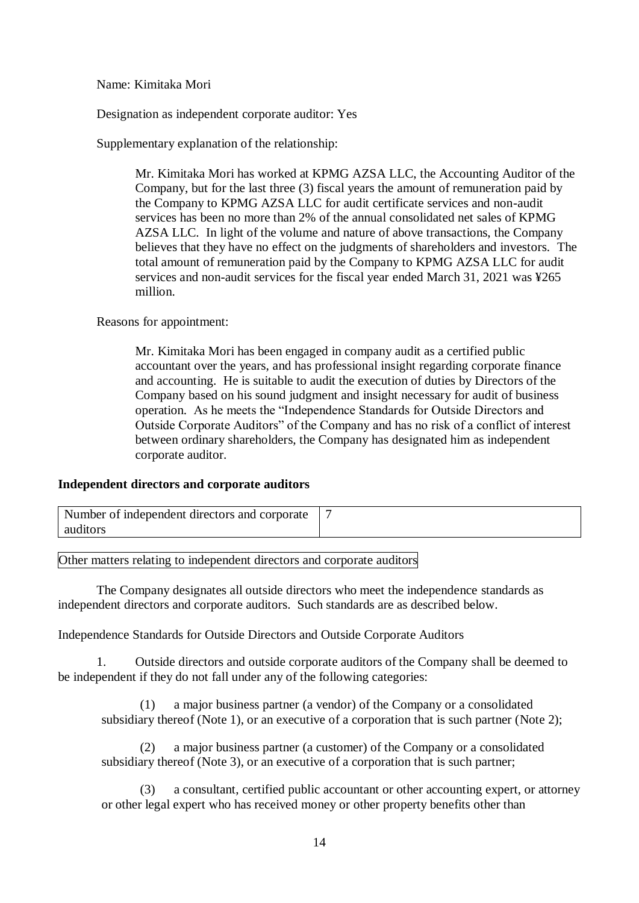Name: Kimitaka Mori

Designation as independent corporate auditor: Yes

Supplementary explanation of the relationship:

> Mr. Kimitaka Mori has worked at KPMG AZSA LLC, the Accounting Auditor of the Company, but for the last three (3) fiscal years the amount of remuneration paid by the Company to KPMG AZSA LLC for audit certificate services and non-audit services has been no more than 2% of the annual consolidated net sales of KPMG AZSA LLC. In light of the volume and nature of above transactions, the Company believes that they have no effect on the judgments of shareholders and investors. The total amount of remuneration paid by the Company to KPMG AZSA LLC for audit services and non-audit services for the fiscal year ended March 31, 2021 was ¥265 million.

Reasons for appointment:

> Mr. Kimitaka Mori has been engaged in company audit as a certified public accountant over the years, and has professional insight regarding corporate finance and accounting. He is suitable to audit the execution of duties by Directors of the Company based on his sound judgment and insight necessary for audit of business operation. As he meets the "Independence Standards for Outside Directors and Outside Corporate Auditors" of the Company and has no risk of a conflict of interest between ordinary shareholders, the Company has designated him as independent corporate auditor.

**Independent directors and corporate auditors**

| Number of independent directors and corporate auditors | 7 |
|---|---|

Other matters relating to independent directors and corporate auditors

The Company designates all outside directors who meet the independence standards as independent directors and corporate auditors. Such standards are as described below.

Independence Standards for Outside Directors and Outside Corporate Auditors

1. Outside directors and outside corporate auditors of the Company shall be deemed to be independent if they do not fall under any of the following categories:

   (1) a major business partner (a vendor) of the Company or a consolidated subsidiary thereof (Note 1), or an executive of a corporation that is such partner (Note 2);

   (2) a major business partner (a customer) of the Company or a consolidated subsidiary thereof (Note 3), or an executive of a corporation that is such partner;

   (3) a consultant, certified public accountant or other accounting expert, or attorney or other legal expert who has received money or other property benefits other than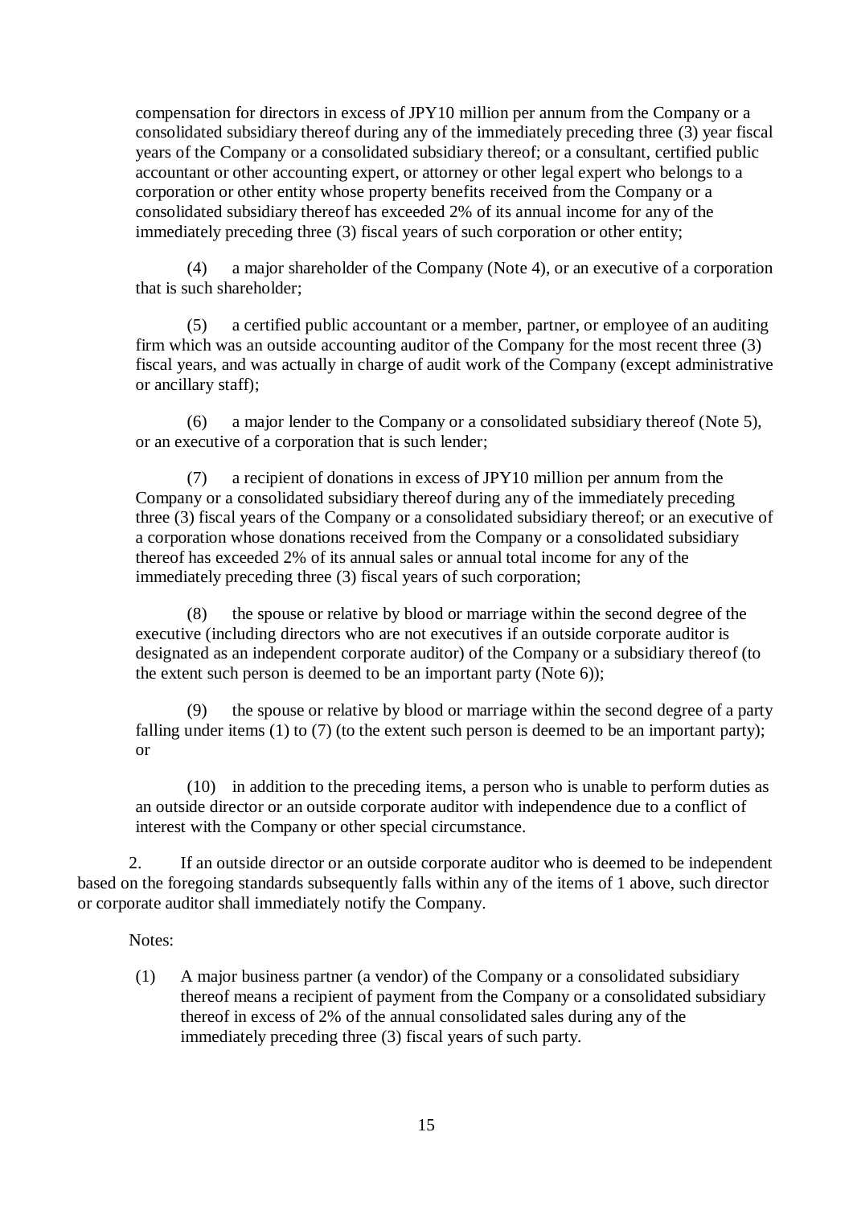compensation for directors in excess of JPY10 million per annum from the Company or a consolidated subsidiary thereof during any of the immediately preceding three (3) year fiscal years of the Company or a consolidated subsidiary thereof; or a consultant, certified public accountant or other accounting expert, or attorney or other legal expert who belongs to a corporation or other entity whose property benefits received from the Company or a consolidated subsidiary thereof has exceeded 2% of its annual income for any of the immediately preceding three (3) fiscal years of such corporation or other entity;

(4) a major shareholder of the Company (Note 4), or an executive of a corporation that is such shareholder;

(5) a certified public accountant or a member, partner, or employee of an auditing firm which was an outside accounting auditor of the Company for the most recent three (3) fiscal years, and was actually in charge of audit work of the Company (except administrative or ancillary staff);

(6) a major lender to the Company or a consolidated subsidiary thereof (Note 5), or an executive of a corporation that is such lender;

(7) a recipient of donations in excess of JPY10 million per annum from the Company or a consolidated subsidiary thereof during any of the immediately preceding three (3) fiscal years of the Company or a consolidated subsidiary thereof; or an executive of a corporation whose donations received from the Company or a consolidated subsidiary thereof has exceeded 2% of its annual sales or annual total income for any of the immediately preceding three (3) fiscal years of such corporation;

(8) the spouse or relative by blood or marriage within the second degree of the executive (including directors who are not executives if an outside corporate auditor is designated as an independent corporate auditor) of the Company or a subsidiary thereof (to the extent such person is deemed to be an important party (Note 6));

(9) the spouse or relative by blood or marriage within the second degree of a party falling under items (1) to (7) (to the extent such person is deemed to be an important party); or

(10) in addition to the preceding items, a person who is unable to perform duties as an outside director or an outside corporate auditor with independence due to a conflict of interest with the Company or other special circumstance.

2. If an outside director or an outside corporate auditor who is deemed to be independent based on the foregoing standards subsequently falls within any of the items of 1 above, such director or corporate auditor shall immediately notify the Company.

Notes:

(1) A major business partner (a vendor) of the Company or a consolidated subsidiary thereof means a recipient of payment from the Company or a consolidated subsidiary thereof in excess of 2% of the annual consolidated sales during any of the immediately preceding three (3) fiscal years of such party.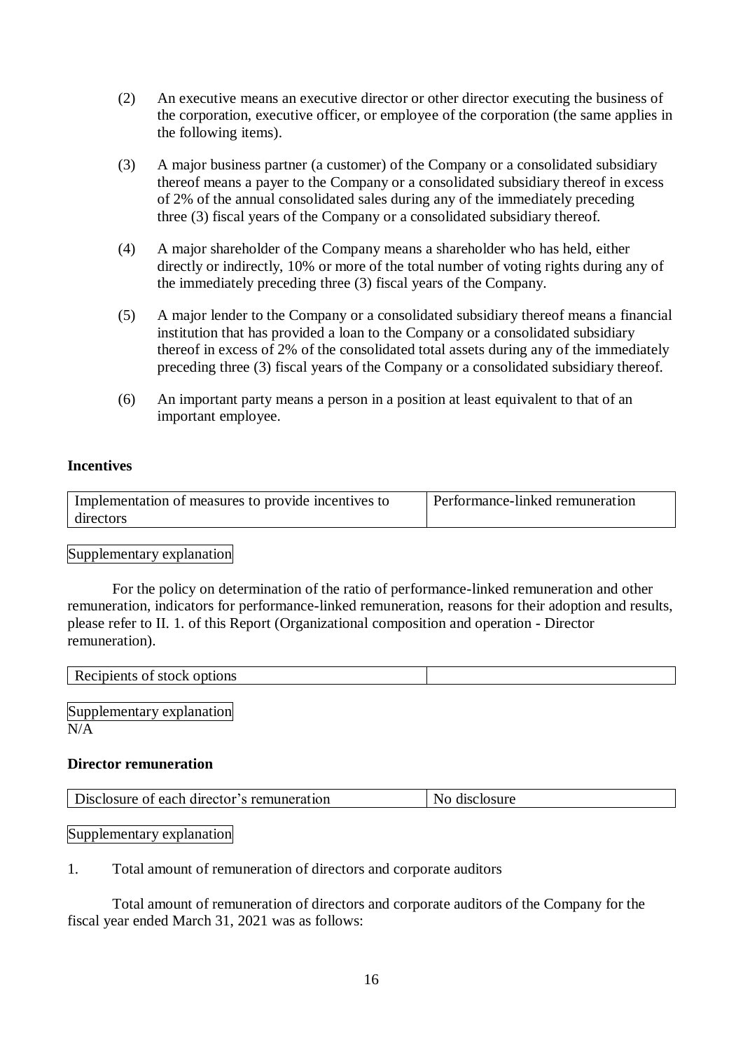(2) An executive means an executive director or other director executing the business of the corporation, executive officer, or employee of the corporation (the same applies in the following items).

(3) A major business partner (a customer) of the Company or a consolidated subsidiary thereof means a payer to the Company or a consolidated subsidiary thereof in excess of 2% of the annual consolidated sales during any of the immediately preceding three (3) fiscal years of the Company or a consolidated subsidiary thereof.

(4) A major shareholder of the Company means a shareholder who has held, either directly or indirectly, 10% or more of the total number of voting rights during any of the immediately preceding three (3) fiscal years of the Company.

(5) A major lender to the Company or a consolidated subsidiary thereof means a financial institution that has provided a loan to the Company or a consolidated subsidiary thereof in excess of 2% of the consolidated total assets during any of the immediately preceding three (3) fiscal years of the Company or a consolidated subsidiary thereof.

(6) An important party means a person in a position at least equivalent to that of an important employee.

**Incentives**

| Implementation of measures to provide incentives to directors | Performance-linked remuneration |
|---|---|

Supplementary explanation

For the policy on determination of the ratio of performance-linked remuneration and other remuneration, indicators for performance-linked remuneration, reasons for their adoption and results, please refer to II. 1. of this Report (Organizational composition and operation - Director remuneration).

| Recipients of stock options | |
|---|---|

Supplementary explanation

N/A

**Director remuneration**

| Disclosure of each director's remuneration | No disclosure |
|---|---|

Supplementary explanation

1. Total amount of remuneration of directors and corporate auditors

Total amount of remuneration of directors and corporate auditors of the Company for the fiscal year ended March 31, 2021 was as follows: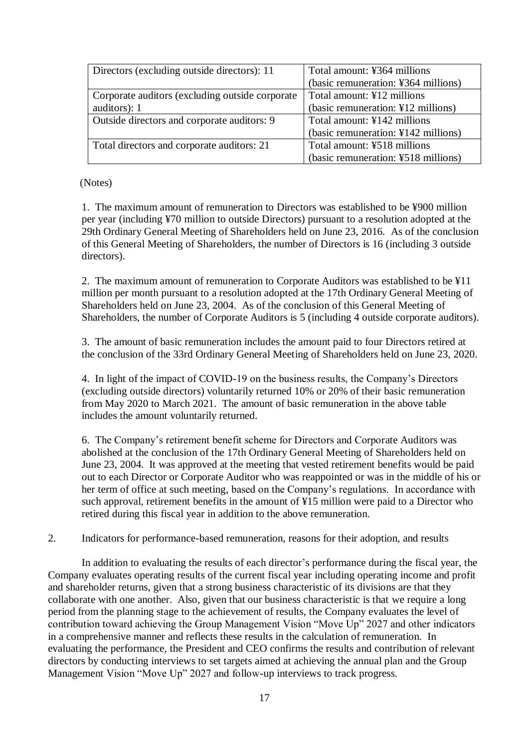| Directors (excluding outside directors): 11 | Total amount: ¥364 millions (basic remuneration: ¥364 millions) |
|---|---|
| Corporate auditors (excluding outside corporate auditors): 1 | Total amount: ¥12 millions (basic remuneration: ¥12 millions) |
| Outside directors and corporate auditors: 9 | Total amount: ¥142 millions (basic remuneration: ¥142 millions) |
| Total directors and corporate auditors: 21 | Total amount: ¥518 millions (basic remuneration: ¥518 millions) |

(Notes)

1. The maximum amount of remuneration to Directors was established to be ¥900 million per year (including ¥70 million to outside Directors) pursuant to a resolution adopted at the 29th Ordinary General Meeting of Shareholders held on June 23, 2016. As of the conclusion of this General Meeting of Shareholders, the number of Directors is 16 (including 3 outside directors).

2. The maximum amount of remuneration to Corporate Auditors was established to be ¥11 million per month pursuant to a resolution adopted at the 17th Ordinary General Meeting of Shareholders held on June 23, 2004. As of the conclusion of this General Meeting of Shareholders, the number of Corporate Auditors is 5 (including 4 outside corporate auditors).

3. The amount of basic remuneration includes the amount paid to four Directors retired at the conclusion of the 33rd Ordinary General Meeting of Shareholders held on June 23, 2020.

4. In light of the impact of COVID-19 on the business results, the Company's Directors (excluding outside directors) voluntarily returned 10% or 20% of their basic remuneration from May 2020 to March 2021. The amount of basic remuneration in the above table includes the amount voluntarily returned.

6. The Company's retirement benefit scheme for Directors and Corporate Auditors was abolished at the conclusion of the 17th Ordinary General Meeting of Shareholders held on June 23, 2004. It was approved at the meeting that vested retirement benefits would be paid out to each Director or Corporate Auditor who was reappointed or was in the middle of his or her term of office at such meeting, based on the Company's regulations. In accordance with such approval, retirement benefits in the amount of ¥15 million were paid to a Director who retired during this fiscal year in addition to the above remuneration.

2. Indicators for performance-based remuneration, reasons for their adoption, and results

In addition to evaluating the results of each director's performance during the fiscal year, the Company evaluates operating results of the current fiscal year including operating income and profit and shareholder returns, given that a strong business characteristic of its divisions are that they collaborate with one another. Also, given that our business characteristic is that we require a long period from the planning stage to the achievement of results, the Company evaluates the level of contribution toward achieving the Group Management Vision "Move Up" 2027 and other indicators in a comprehensive manner and reflects these results in the calculation of remuneration. In evaluating the performance, the President and CEO confirms the results and contribution of relevant directors by conducting interviews to set targets aimed at achieving the annual plan and the Group Management Vision "Move Up" 2027 and follow-up interviews to track progress.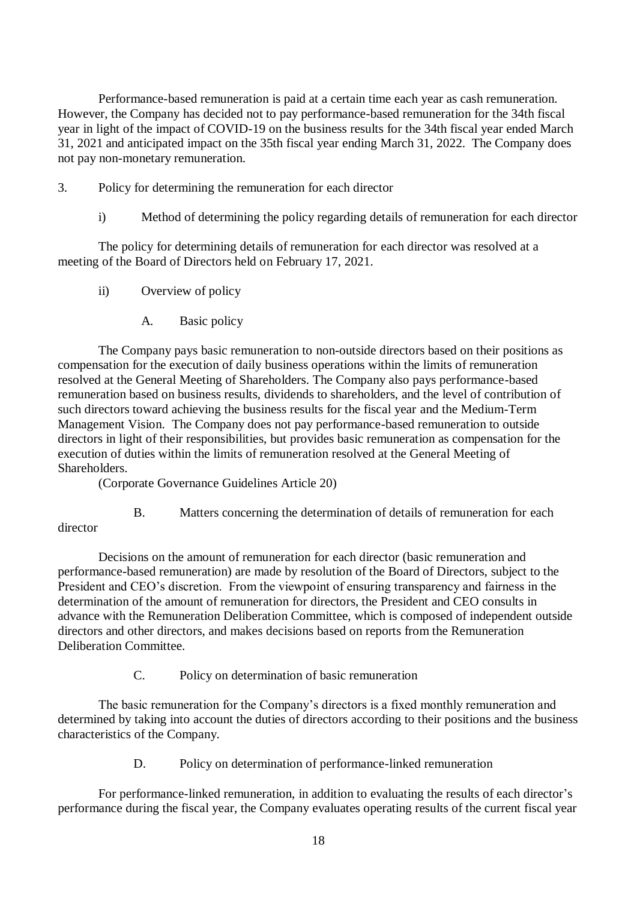Performance-based remuneration is paid at a certain time each year as cash remuneration. However, the Company has decided not to pay performance-based remuneration for the 34th fiscal year in light of the impact of COVID-19 on the business results for the 34th fiscal year ended March 31, 2021 and anticipated impact on the 35th fiscal year ending March 31, 2022. The Company does not pay non-monetary remuneration.

3. Policy for determining the remuneration for each director

i) Method of determining the policy regarding details of remuneration for each director

The policy for determining details of remuneration for each director was resolved at a meeting of the Board of Directors held on February 17, 2021.

ii) Overview of policy

A. Basic policy

The Company pays basic remuneration to non-outside directors based on their positions as compensation for the execution of daily business operations within the limits of remuneration resolved at the General Meeting of Shareholders. The Company also pays performance-based remuneration based on business results, dividends to shareholders, and the level of contribution of such directors toward achieving the business results for the fiscal year and the Medium-Term Management Vision. The Company does not pay performance-based remuneration to outside directors in light of their responsibilities, but provides basic remuneration as compensation for the execution of duties within the limits of remuneration resolved at the General Meeting of Shareholders.

(Corporate Governance Guidelines Article 20)

B. Matters concerning the determination of details of remuneration for each director

Decisions on the amount of remuneration for each director (basic remuneration and performance-based remuneration) are made by resolution of the Board of Directors, subject to the President and CEO's discretion. From the viewpoint of ensuring transparency and fairness in the determination of the amount of remuneration for directors, the President and CEO consults in advance with the Remuneration Deliberation Committee, which is composed of independent outside directors and other directors, and makes decisions based on reports from the Remuneration Deliberation Committee.

C. Policy on determination of basic remuneration

The basic remuneration for the Company's directors is a fixed monthly remuneration and determined by taking into account the duties of directors according to their positions and the business characteristics of the Company.

D. Policy on determination of performance-linked remuneration

For performance-linked remuneration, in addition to evaluating the results of each director's performance during the fiscal year, the Company evaluates operating results of the current fiscal year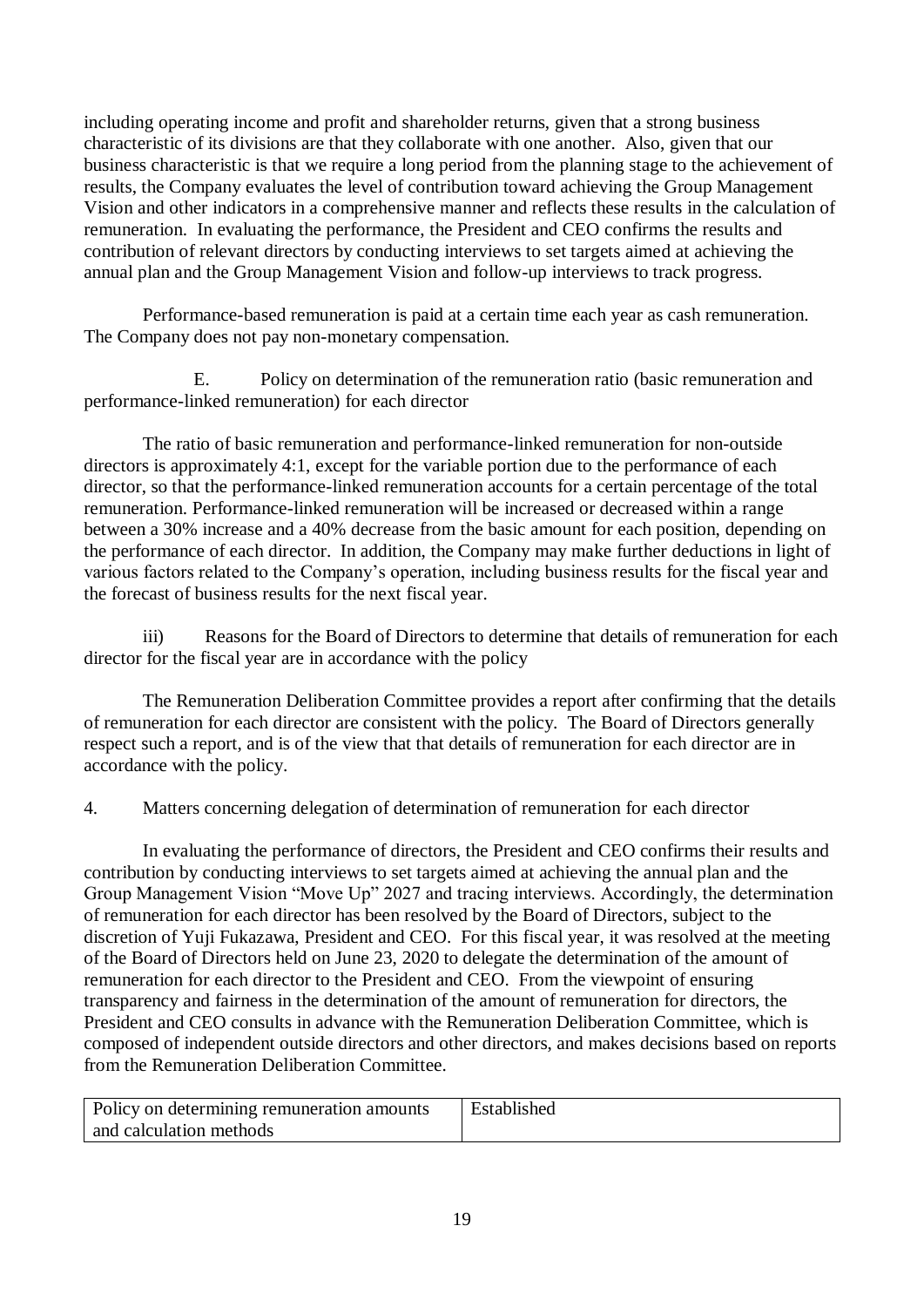including operating income and profit and shareholder returns, given that a strong business characteristic of its divisions are that they collaborate with one another. Also, given that our business characteristic is that we require a long period from the planning stage to the achievement of results, the Company evaluates the level of contribution toward achieving the Group Management Vision and other indicators in a comprehensive manner and reflects these results in the calculation of remuneration. In evaluating the performance, the President and CEO confirms the results and contribution of relevant directors by conducting interviews to set targets aimed at achieving the annual plan and the Group Management Vision and follow-up interviews to track progress.

Performance-based remuneration is paid at a certain time each year as cash remuneration. The Company does not pay non-monetary compensation.

E. Policy on determination of the remuneration ratio (basic remuneration and performance-linked remuneration) for each director

The ratio of basic remuneration and performance-linked remuneration for non-outside directors is approximately 4:1, except for the variable portion due to the performance of each director, so that the performance-linked remuneration accounts for a certain percentage of the total remuneration. Performance-linked remuneration will be increased or decreased within a range between a 30% increase and a 40% decrease from the basic amount for each position, depending on the performance of each director. In addition, the Company may make further deductions in light of various factors related to the Company's operation, including business results for the fiscal year and the forecast of business results for the next fiscal year.

iii) Reasons for the Board of Directors to determine that details of remuneration for each director for the fiscal year are in accordance with the policy

The Remuneration Deliberation Committee provides a report after confirming that the details of remuneration for each director are consistent with the policy. The Board of Directors generally respect such a report, and is of the view that that details of remuneration for each director are in accordance with the policy.

4. Matters concerning delegation of determination of remuneration for each director

In evaluating the performance of directors, the President and CEO confirms their results and contribution by conducting interviews to set targets aimed at achieving the annual plan and the Group Management Vision "Move Up" 2027 and tracing interviews. Accordingly, the determination of remuneration for each director has been resolved by the Board of Directors, subject to the discretion of Yuji Fukazawa, President and CEO. For this fiscal year, it was resolved at the meeting of the Board of Directors held on June 23, 2020 to delegate the determination of the amount of remuneration for each director to the President and CEO. From the viewpoint of ensuring transparency and fairness in the determination of the amount of remuneration for directors, the President and CEO consults in advance with the Remuneration Deliberation Committee, which is composed of independent outside directors and other directors, and makes decisions based on reports from the Remuneration Deliberation Committee.

| Policy on determining remuneration amounts and calculation methods | Established |
|---|---|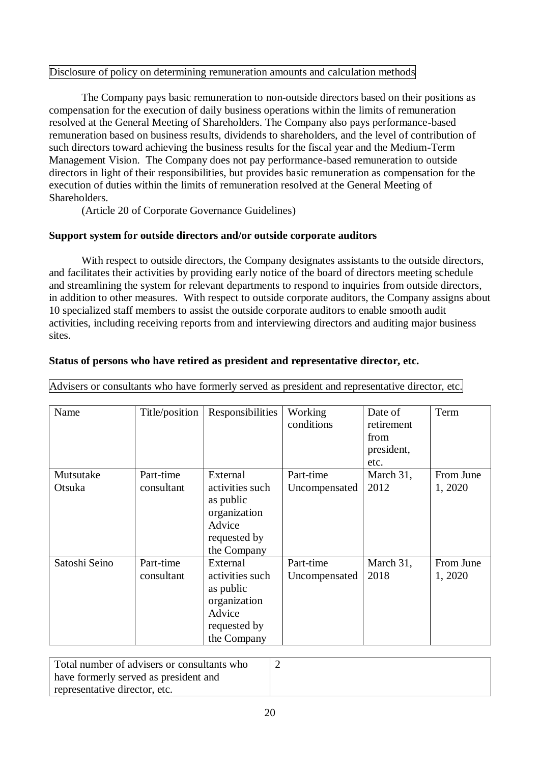Disclosure of policy on determining remuneration amounts and calculation methods

The Company pays basic remuneration to non-outside directors based on their positions as compensation for the execution of daily business operations within the limits of remuneration resolved at the General Meeting of Shareholders. The Company also pays performance-based remuneration based on business results, dividends to shareholders, and the level of contribution of such directors toward achieving the business results for the fiscal year and the Medium-Term Management Vision. The Company does not pay performance-based remuneration to outside directors in light of their responsibilities, but provides basic remuneration as compensation for the execution of duties within the limits of remuneration resolved at the General Meeting of Shareholders.

(Article 20 of Corporate Governance Guidelines)

**Support system for outside directors and/or outside corporate auditors**

With respect to outside directors, the Company designates assistants to the outside directors, and facilitates their activities by providing early notice of the board of directors meeting schedule and streamlining the system for relevant departments to respond to inquiries from outside directors, in addition to other measures. With respect to outside corporate auditors, the Company assigns about 10 specialized staff members to assist the outside corporate auditors to enable smooth audit activities, including receiving reports from and interviewing directors and auditing major business sites.

**Status of persons who have retired as president and representative director, etc.**

Advisers or consultants who have formerly served as president and representative director, etc.

| Name | Title/position | Responsibilities | Working conditions | Date of retirement from president, etc. | Term |
|---|---|---|---|---|---|
| Mutsutake Otsuka | Part-time consultant | External activities such as public organization<br>Advice requested by the Company | Part-time<br>Uncompensated | March 31, 2012 | From June 1, 2020 |
| Satoshi Seino | Part-time consultant | External activities such as public organization<br>Advice requested by the Company | Part-time<br>Uncompensated | March 31, 2018 | From June 1, 2020 |

| Total number of advisers or consultants who have formerly served as president and representative director, etc. | 2 |
|---|---|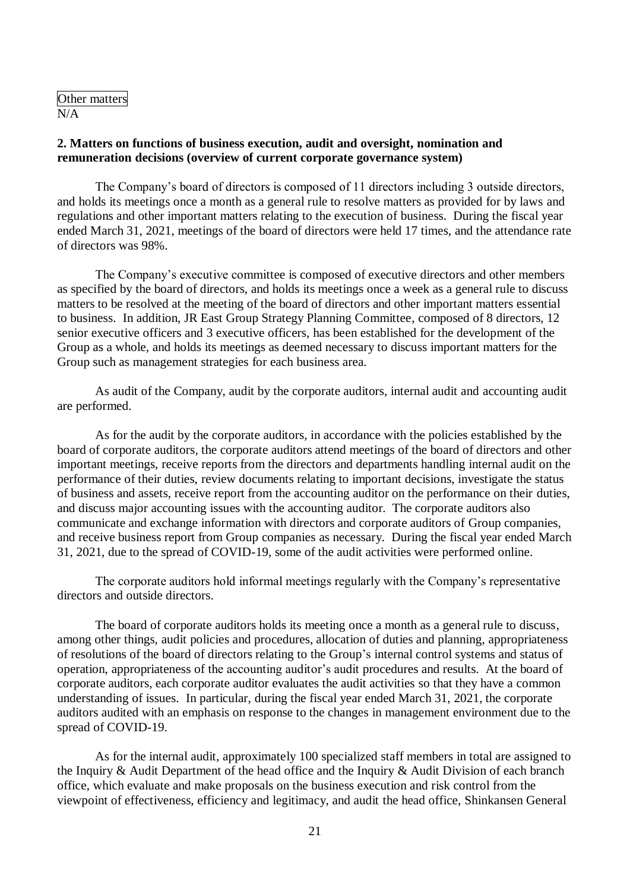Other matters

N/A

**2. Matters on functions of business execution, audit and oversight, nomination and remuneration decisions (overview of current corporate governance system)**

The Company's board of directors is composed of 11 directors including 3 outside directors, and holds its meetings once a month as a general rule to resolve matters as provided for by laws and regulations and other important matters relating to the execution of business. During the fiscal year ended March 31, 2021, meetings of the board of directors were held 17 times, and the attendance rate of directors was 98%.

The Company's executive committee is composed of executive directors and other members as specified by the board of directors, and holds its meetings once a week as a general rule to discuss matters to be resolved at the meeting of the board of directors and other important matters essential to business. In addition, JR East Group Strategy Planning Committee, composed of 8 directors, 12 senior executive officers and 3 executive officers, has been established for the development of the Group as a whole, and holds its meetings as deemed necessary to discuss important matters for the Group such as management strategies for each business area.

As audit of the Company, audit by the corporate auditors, internal audit and accounting audit are performed.

As for the audit by the corporate auditors, in accordance with the policies established by the board of corporate auditors, the corporate auditors attend meetings of the board of directors and other important meetings, receive reports from the directors and departments handling internal audit on the performance of their duties, review documents relating to important decisions, investigate the status of business and assets, receive report from the accounting auditor on the performance on their duties, and discuss major accounting issues with the accounting auditor. The corporate auditors also communicate and exchange information with directors and corporate auditors of Group companies, and receive business report from Group companies as necessary. During the fiscal year ended March 31, 2021, due to the spread of COVID-19, some of the audit activities were performed online.

The corporate auditors hold informal meetings regularly with the Company's representative directors and outside directors.

The board of corporate auditors holds its meeting once a month as a general rule to discuss, among other things, audit policies and procedures, allocation of duties and planning, appropriateness of resolutions of the board of directors relating to the Group's internal control systems and status of operation, appropriateness of the accounting auditor's audit procedures and results. At the board of corporate auditors, each corporate auditor evaluates the audit activities so that they have a common understanding of issues. In particular, during the fiscal year ended March 31, 2021, the corporate auditors audited with an emphasis on response to the changes in management environment due to the spread of COVID-19.

As for the internal audit, approximately 100 specialized staff members in total are assigned to the Inquiry & Audit Department of the head office and the Inquiry & Audit Division of each branch office, which evaluate and make proposals on the business execution and risk control from the viewpoint of effectiveness, efficiency and legitimacy, and audit the head office, Shinkansen General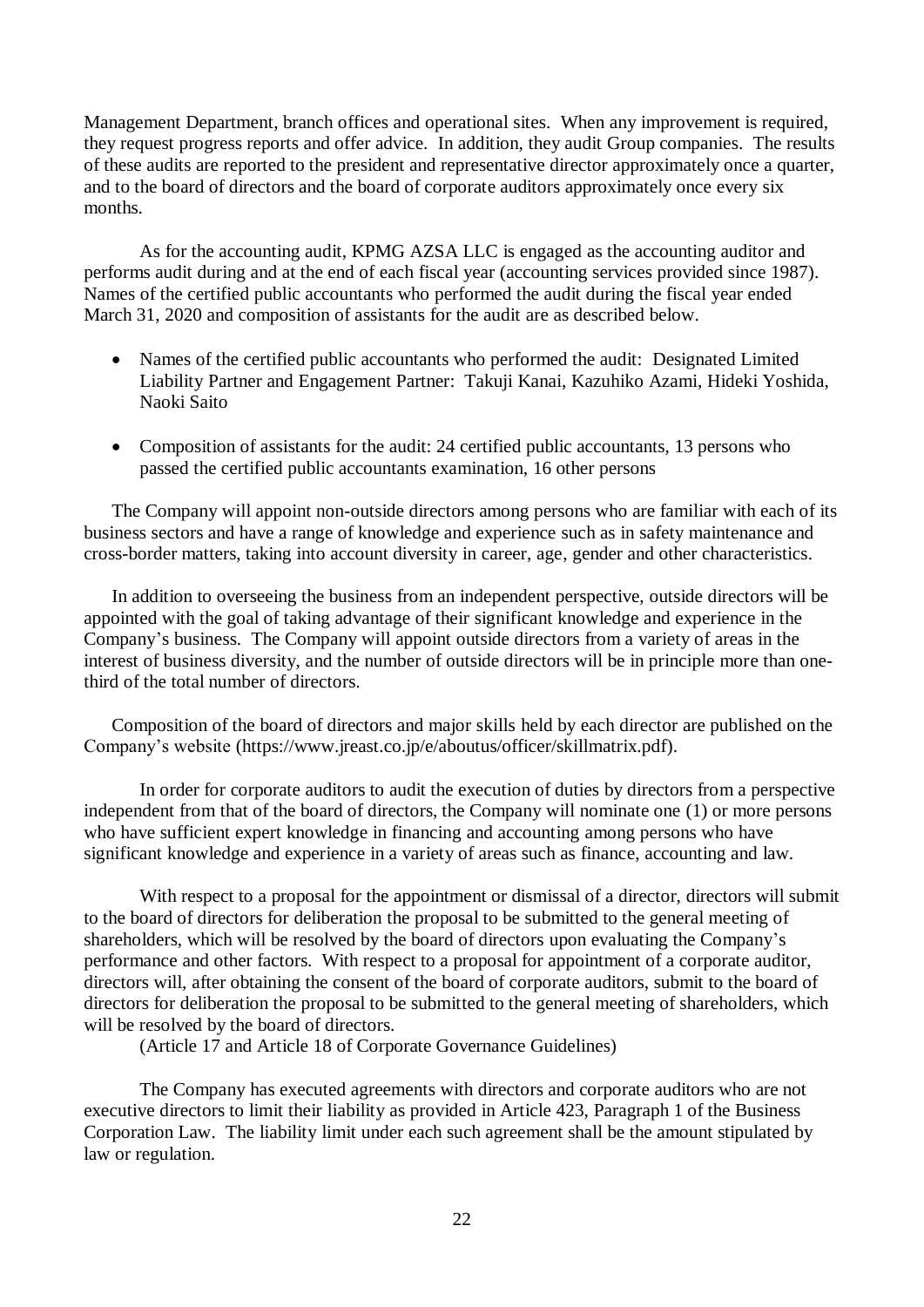Management Department, branch offices and operational sites. When any improvement is required, they request progress reports and offer advice. In addition, they audit Group companies. The results of these audits are reported to the president and representative director approximately once a quarter, and to the board of directors and the board of corporate auditors approximately once every six months.

As for the accounting audit, KPMG AZSA LLC is engaged as the accounting auditor and performs audit during and at the end of each fiscal year (accounting services provided since 1987). Names of the certified public accountants who performed the audit during the fiscal year ended March 31, 2020 and composition of assistants for the audit are as described below.

- Names of the certified public accountants who performed the audit: Designated Limited Liability Partner and Engagement Partner: Takuji Kanai, Kazuhiko Azami, Hideki Yoshida, Naoki Saito
- Composition of assistants for the audit: 24 certified public accountants, 13 persons who passed the certified public accountants examination, 16 other persons

The Company will appoint non-outside directors among persons who are familiar with each of its business sectors and have a range of knowledge and experience such as in safety maintenance and cross-border matters, taking into account diversity in career, age, gender and other characteristics.

In addition to overseeing the business from an independent perspective, outside directors will be appointed with the goal of taking advantage of their significant knowledge and experience in the Company's business. The Company will appoint outside directors from a variety of areas in the interest of business diversity, and the number of outside directors will be in principle more than one-third of the total number of directors.

Composition of the board of directors and major skills held by each director are published on the Company's website (https://www.jreast.co.jp/e/aboutus/officer/skillmatrix.pdf).

In order for corporate auditors to audit the execution of duties by directors from a perspective independent from that of the board of directors, the Company will nominate one (1) or more persons who have sufficient expert knowledge in financing and accounting among persons who have significant knowledge and experience in a variety of areas such as finance, accounting and law.

With respect to a proposal for the appointment or dismissal of a director, directors will submit to the board of directors for deliberation the proposal to be submitted to the general meeting of shareholders, which will be resolved by the board of directors upon evaluating the Company's performance and other factors. With respect to a proposal for appointment of a corporate auditor, directors will, after obtaining the consent of the board of corporate auditors, submit to the board of directors for deliberation the proposal to be submitted to the general meeting of shareholders, which will be resolved by the board of directors.

(Article 17 and Article 18 of Corporate Governance Guidelines)

The Company has executed agreements with directors and corporate auditors who are not executive directors to limit their liability as provided in Article 423, Paragraph 1 of the Business Corporation Law. The liability limit under each such agreement shall be the amount stipulated by law or regulation.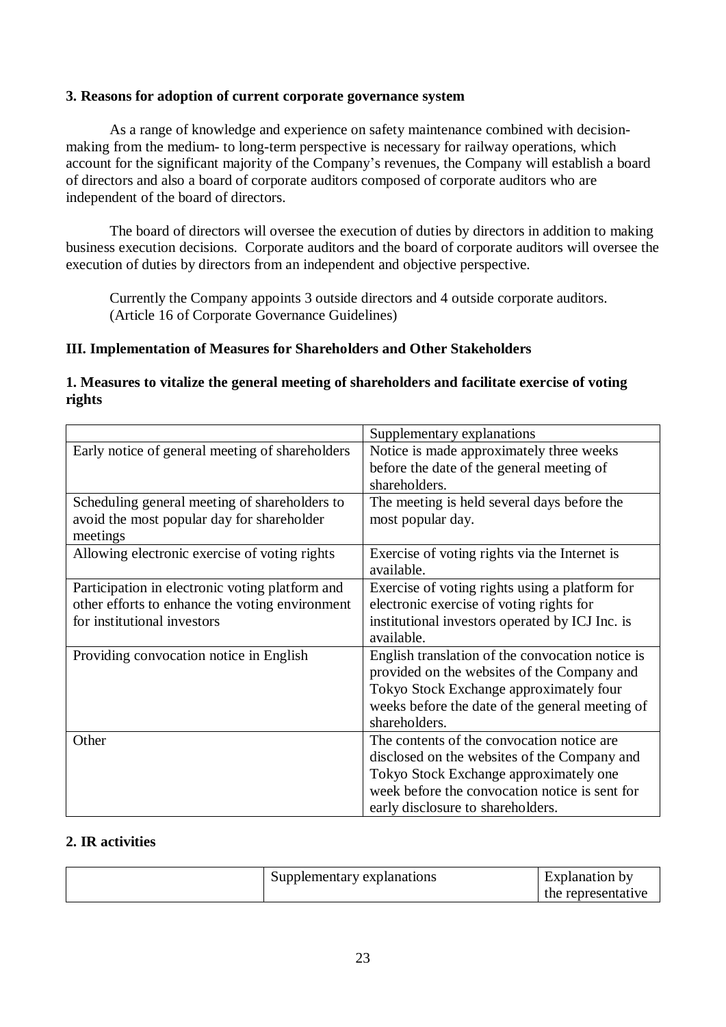**3. Reasons for adoption of current corporate governance system**

As a range of knowledge and experience on safety maintenance combined with decision-making from the medium- to long-term perspective is necessary for railway operations, which account for the significant majority of the Company's revenues, the Company will establish a board of directors and also a board of corporate auditors composed of corporate auditors who are independent of the board of directors.

The board of directors will oversee the execution of duties by directors in addition to making business execution decisions. Corporate auditors and the board of corporate auditors will oversee the execution of duties by directors from an independent and objective perspective.

Currently the Company appoints 3 outside directors and 4 outside corporate auditors. (Article 16 of Corporate Governance Guidelines)

**III. Implementation of Measures for Shareholders and Other Stakeholders**

**1. Measures to vitalize the general meeting of shareholders and facilitate exercise of voting rights**

| | Supplementary explanations |
|---|---|
| Early notice of general meeting of shareholders | Notice is made approximately three weeks before the date of the general meeting of shareholders. |
| Scheduling general meeting of shareholders to avoid the most popular day for shareholder meetings | The meeting is held several days before the most popular day. |
| Allowing electronic exercise of voting rights | Exercise of voting rights via the Internet is available. |
| Participation in electronic voting platform and other efforts to enhance the voting environment for institutional investors | Exercise of voting rights using a platform for electronic exercise of voting rights for institutional investors operated by ICJ Inc. is available. |
| Providing convocation notice in English | English translation of the convocation notice is provided on the websites of the Company and Tokyo Stock Exchange approximately four weeks before the date of the general meeting of shareholders. |
| Other | The contents of the convocation notice are disclosed on the websites of the Company and Tokyo Stock Exchange approximately one week before the convocation notice is sent for early disclosure to shareholders. |

**2. IR activities**

| | Supplementary explanations | Explanation by the representative |
|---|---|---|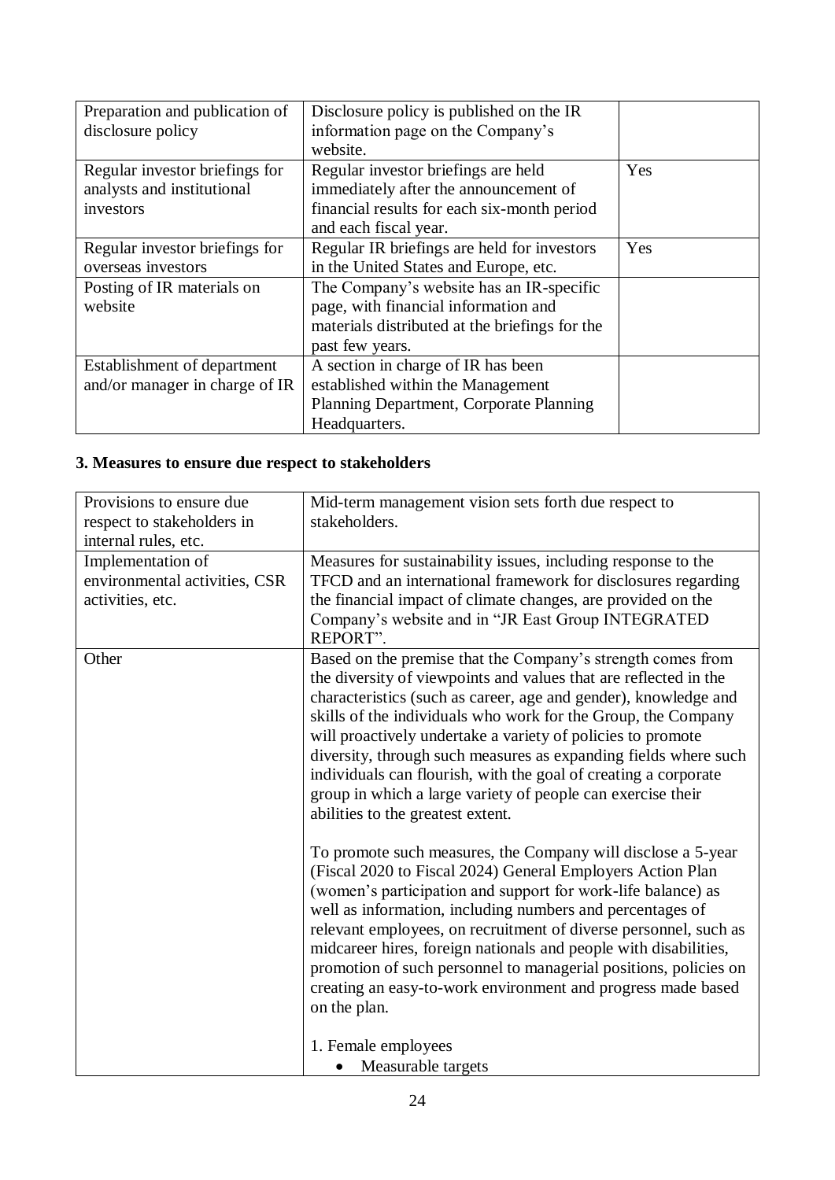| | | |
|---|---|---|
| Preparation and publication of disclosure policy | Disclosure policy is published on the IR information page on the Company's website. | |
| Regular investor briefings for analysts and institutional investors | Regular investor briefings are held immediately after the announcement of financial results for each six-month period and each fiscal year. | Yes |
| Regular investor briefings for overseas investors | Regular IR briefings are held for investors in the United States and Europe, etc. | Yes |
| Posting of IR materials on website | The Company's website has an IR-specific page, with financial information and materials distributed at the briefings for the past few years. | |
| Establishment of department and/or manager in charge of IR | A section in charge of IR has been established within the Management Planning Department, Corporate Planning Headquarters. | |

**3. Measures to ensure due respect to stakeholders**

| | |
|---|---|
| Provisions to ensure due respect to stakeholders in internal rules, etc. | Mid-term management vision sets forth due respect to stakeholders. |
| Implementation of environmental activities, CSR activities, etc. | Measures for sustainability issues, including response to the TFCD and an international framework for disclosures regarding the financial impact of climate changes, are provided on the Company's website and in "JR East Group INTEGRATED REPORT". |
| Other | Based on the premise that the Company's strength comes from the diversity of viewpoints and values that are reflected in the characteristics (such as career, age and gender), knowledge and skills of the individuals who work for the Group, the Company will proactively undertake a variety of policies to promote diversity, through such measures as expanding fields where such individuals can flourish, with the goal of creating a corporate group in which a large variety of people can exercise their abilities to the greatest extent.<br><br>To promote such measures, the Company will disclose a 5-year (Fiscal 2020 to Fiscal 2024) General Employers Action Plan (women's participation and support for work-life balance) as well as information, including numbers and percentages of relevant employees, on recruitment of diverse personnel, such as midcareer hires, foreign nationals and people with disabilities, promotion of such personnel to managerial positions, policies on creating an easy-to-work environment and progress made based on the plan.<br><br>1. Female employees<br>• Measurable targets |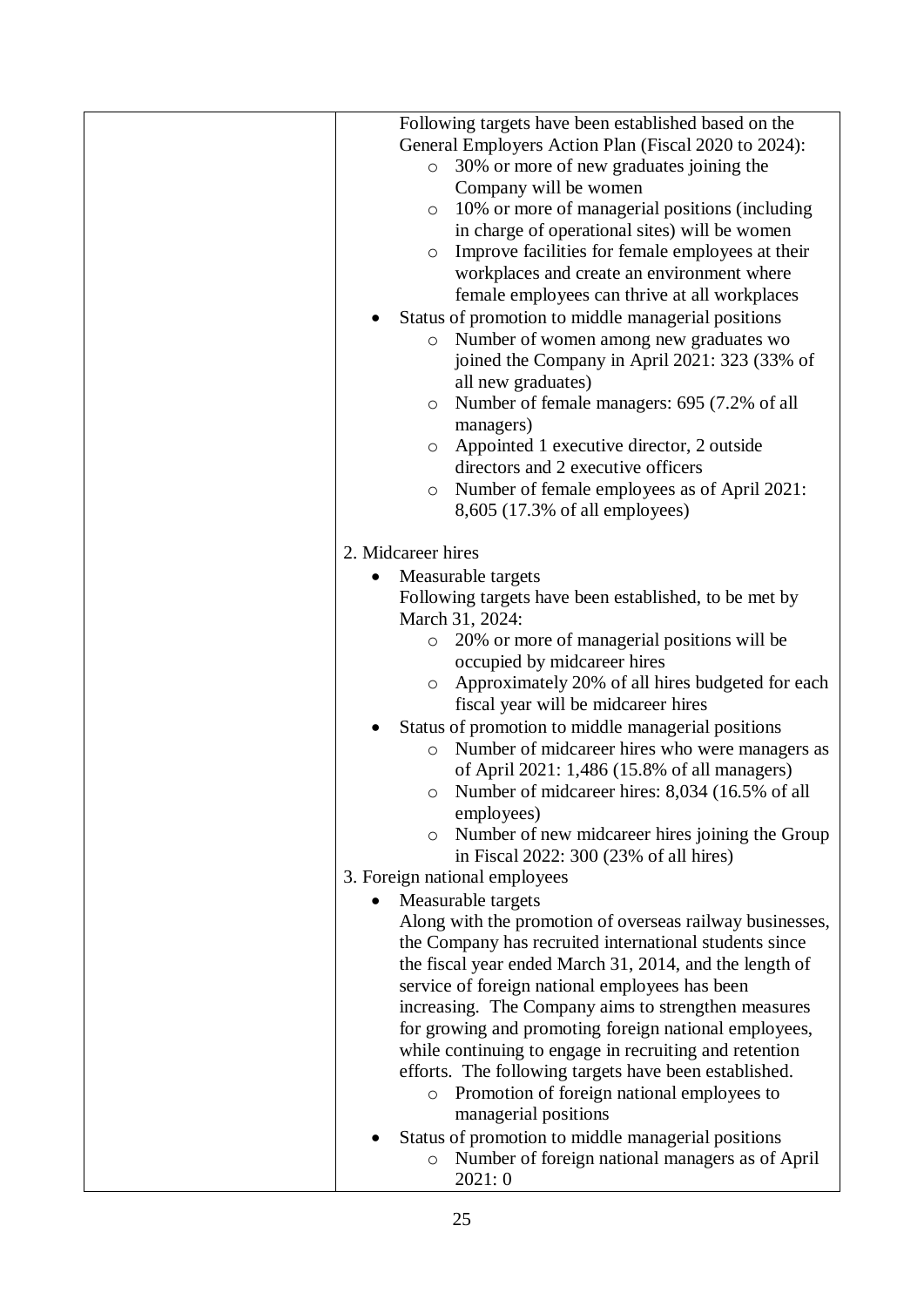| | Following targets have been established based on the General Employers Action Plan (Fiscal 2020 to 2024):<br>○ 30% or more of new graduates joining the Company will be women<br>○ 10% or more of managerial positions (including in charge of operational sites) will be women<br>○ Improve facilities for female employees at their workplaces and create an environment where female employees can thrive at all workplaces<br>• Status of promotion to middle managerial positions<br>○ Number of women among new graduates wo joined the Company in April 2021: 323 (33% of all new graduates)<br>○ Number of female managers: 695 (7.2% of all managers)<br>○ Appointed 1 executive director, 2 outside directors and 2 executive officers<br>○ Number of female employees as of April 2021: 8,605 (17.3% of all employees)<br><br>2. Midcareer hires<br>• Measurable targets<br>Following targets have been established, to be met by March 31, 2024:<br>○ 20% or more of managerial positions will be occupied by midcareer hires<br>○ Approximately 20% of all hires budgeted for each fiscal year will be midcareer hires<br>• Status of promotion to middle managerial positions<br>○ Number of midcareer hires who were managers as of April 2021: 1,486 (15.8% of all managers)<br>○ Number of midcareer hires: 8,034 (16.5% of all employees)<br>○ Number of new midcareer hires joining the Group in Fiscal 2022: 300 (23% of all hires)<br>3. Foreign national employees<br>• Measurable targets<br>Along with the promotion of overseas railway businesses, the Company has recruited international students since the fiscal year ended March 31, 2014, and the length of service of foreign national employees has been increasing. The Company aims to strengthen measures for growing and promoting foreign national employees, while continuing to engage in recruiting and retention efforts. The following targets have been established.<br>○ Promotion of foreign national employees to managerial positions<br>• Status of promotion to middle managerial positions<br>○ Number of foreign national managers as of April 2021: 0 |
|---|---|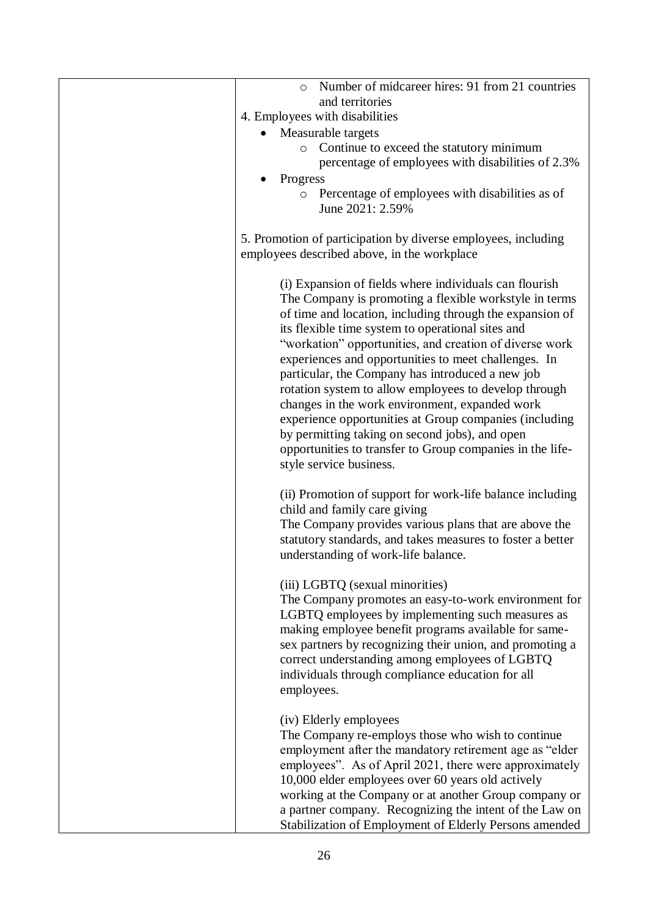|  | - Number of midcareer hires: 91 from 21 countries and territories<br><br>4. Employees with disabilities<br>- Measurable targets<br>  - Continue to exceed the statutory minimum percentage of employees with disabilities of 2.3%<br>- Progress<br>  - Percentage of employees with disabilities as of June 2021: 2.59%<br><br>5. Promotion of participation by diverse employees, including employees described above, in the workplace<br><br>(i) Expansion of fields where individuals can flourish<br>The Company is promoting a flexible workstyle in terms of time and location, including through the expansion of its flexible time system to operational sites and "workation" opportunities, and creation of diverse work experiences and opportunities to meet challenges. In particular, the Company has introduced a new job rotation system to allow employees to develop through changes in the work environment, expanded work experience opportunities at Group companies (including by permitting taking on second jobs), and open opportunities to transfer to Group companies in the life-style service business.<br><br>(ii) Promotion of support for work-life balance including child and family care giving<br>The Company provides various plans that are above the statutory standards, and takes measures to foster a better understanding of work-life balance.<br><br>(iii) LGBTQ (sexual minorities)<br>The Company promotes an easy-to-work environment for LGBTQ employees by implementing such measures as making employee benefit programs available for same-sex partners by recognizing their union, and promoting a correct understanding among employees of LGBTQ individuals through compliance education for all employees.<br><br>(iv) Elderly employees<br>The Company re-employs those who wish to continue employment after the mandatory retirement age as "elder employees". As of April 2021, there were approximately 10,000 elder employees over 60 years old actively working at the Company or at another Group company or a partner company. Recognizing the intent of the Law on Stabilization of Employment of Elderly Persons amended |
|---|---|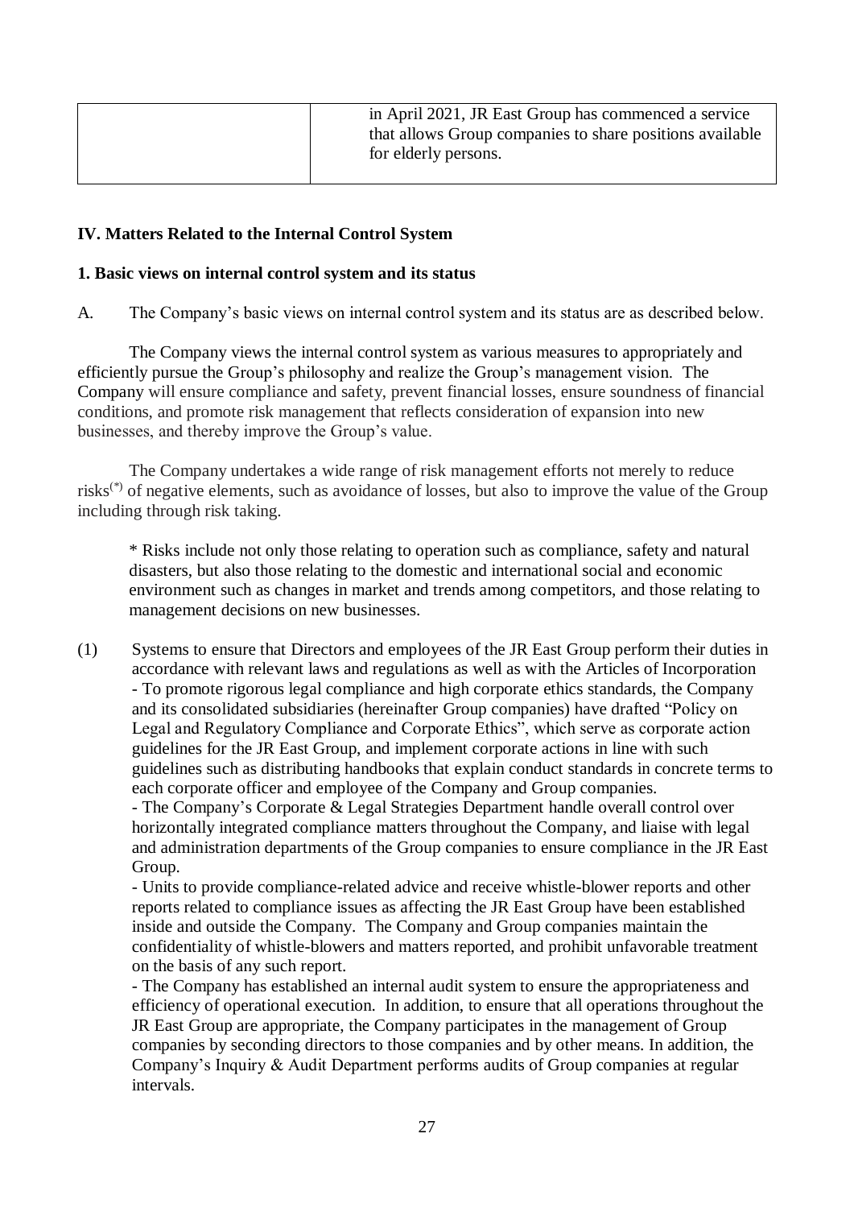|  | in April 2021, JR East Group has commenced a service that allows Group companies to share positions available for elderly persons. |
|---|---|

### IV. Matters Related to the Internal Control System

#### 1. Basic views on internal control system and its status

A. The Company's basic views on internal control system and its status are as described below.

The Company views the internal control system as various measures to appropriately and efficiently pursue the Group's philosophy and realize the Group's management vision. The Company will ensure compliance and safety, prevent financial losses, ensure soundness of financial conditions, and promote risk management that reflects consideration of expansion into new businesses, and thereby improve the Group's value.

The Company undertakes a wide range of risk management efforts not merely to reduce risks(*) of negative elements, such as avoidance of losses, but also to improve the value of the Group including through risk taking.

\* Risks include not only those relating to operation such as compliance, safety and natural disasters, but also those relating to the domestic and international social and economic environment such as changes in market and trends among competitors, and those relating to management decisions on new businesses.

(1) Systems to ensure that Directors and employees of the JR East Group perform their duties in accordance with relevant laws and regulations as well as with the Articles of Incorporation
- To promote rigorous legal compliance and high corporate ethics standards, the Company and its consolidated subsidiaries (hereinafter Group companies) have drafted "Policy on Legal and Regulatory Compliance and Corporate Ethics", which serve as corporate action guidelines for the JR East Group, and implement corporate actions in line with such guidelines such as distributing handbooks that explain conduct standards in concrete terms to each corporate officer and employee of the Company and Group companies.
- The Company's Corporate & Legal Strategies Department handle overall control over horizontally integrated compliance matters throughout the Company, and liaise with legal and administration departments of the Group companies to ensure compliance in the JR East Group.
- Units to provide compliance-related advice and receive whistle-blower reports and other reports related to compliance issues as affecting the JR East Group have been established inside and outside the Company. The Company and Group companies maintain the confidentiality of whistle-blowers and matters reported, and prohibit unfavorable treatment on the basis of any such report.
- The Company has established an internal audit system to ensure the appropriateness and efficiency of operational execution. In addition, to ensure that all operations throughout the JR East Group are appropriate, the Company participates in the management of Group companies by seconding directors to those companies and by other means. In addition, the Company's Inquiry & Audit Department performs audits of Group companies at regular intervals.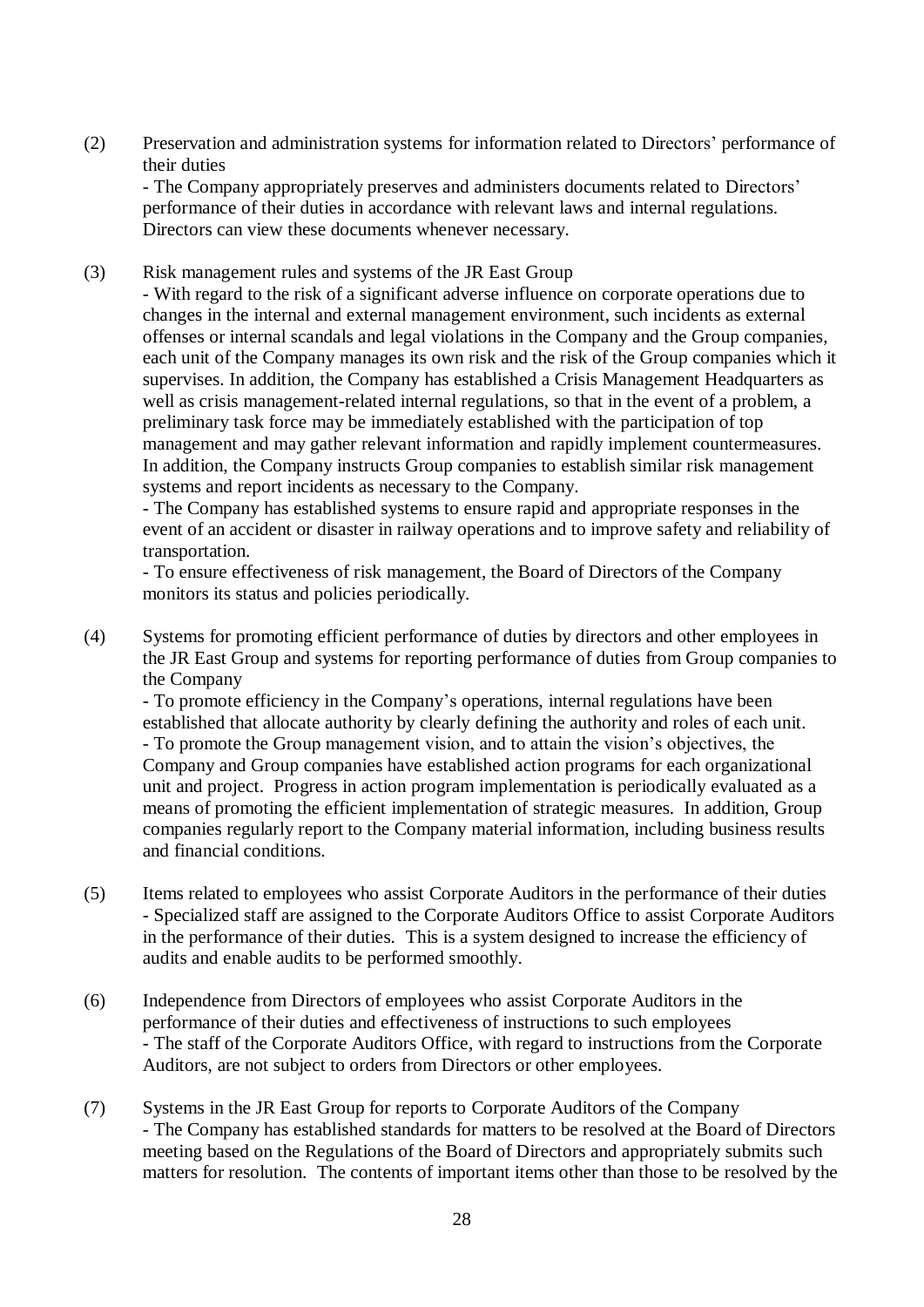(2) Preservation and administration systems for information related to Directors' performance of their duties

- The Company appropriately preserves and administers documents related to Directors' performance of their duties in accordance with relevant laws and internal regulations. Directors can view these documents whenever necessary.

(3) Risk management rules and systems of the JR East Group

- With regard to the risk of a significant adverse influence on corporate operations due to changes in the internal and external management environment, such incidents as external offenses or internal scandals and legal violations in the Company and the Group companies, each unit of the Company manages its own risk and the risk of the Group companies which it supervises. In addition, the Company has established a Crisis Management Headquarters as well as crisis management-related internal regulations, so that in the event of a problem, a preliminary task force may be immediately established with the participation of top management and may gather relevant information and rapidly implement countermeasures. In addition, the Company instructs Group companies to establish similar risk management systems and report incidents as necessary to the Company.
- The Company has established systems to ensure rapid and appropriate responses in the event of an accident or disaster in railway operations and to improve safety and reliability of transportation.
- To ensure effectiveness of risk management, the Board of Directors of the Company monitors its status and policies periodically.

(4) Systems for promoting efficient performance of duties by directors and other employees in the JR East Group and systems for reporting performance of duties from Group companies to the Company

- To promote efficiency in the Company's operations, internal regulations have been established that allocate authority by clearly defining the authority and roles of each unit.
- To promote the Group management vision, and to attain the vision's objectives, the Company and Group companies have established action programs for each organizational unit and project. Progress in action program implementation is periodically evaluated as a means of promoting the efficient implementation of strategic measures. In addition, Group companies regularly report to the Company material information, including business results and financial conditions.

(5) Items related to employees who assist Corporate Auditors in the performance of their duties

- Specialized staff are assigned to the Corporate Auditors Office to assist Corporate Auditors in the performance of their duties. This is a system designed to increase the efficiency of audits and enable audits to be performed smoothly.

(6) Independence from Directors of employees who assist Corporate Auditors in the performance of their duties and effectiveness of instructions to such employees

- The staff of the Corporate Auditors Office, with regard to instructions from the Corporate Auditors, are not subject to orders from Directors or other employees.

(7) Systems in the JR East Group for reports to Corporate Auditors of the Company

- The Company has established standards for matters to be resolved at the Board of Directors meeting based on the Regulations of the Board of Directors and appropriately submits such matters for resolution. The contents of important items other than those to be resolved by the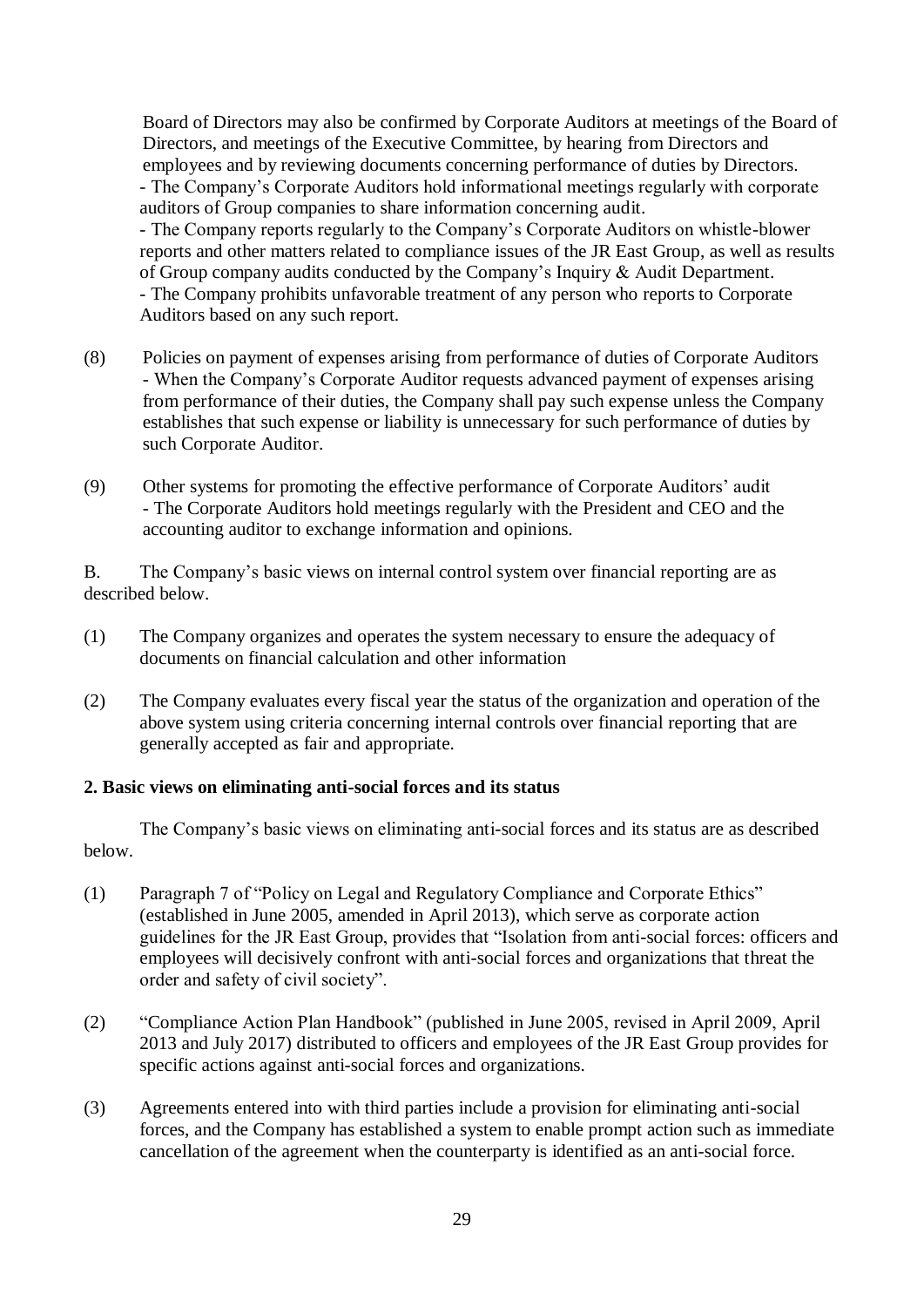Board of Directors may also be confirmed by Corporate Auditors at meetings of the Board of Directors, and meetings of the Executive Committee, by hearing from Directors and employees and by reviewing documents concerning performance of duties by Directors.
- The Company's Corporate Auditors hold informational meetings regularly with corporate auditors of Group companies to share information concerning audit.
- The Company reports regularly to the Company's Corporate Auditors on whistle-blower reports and other matters related to compliance issues of the JR East Group, as well as results of Group company audits conducted by the Company's Inquiry & Audit Department.
- The Company prohibits unfavorable treatment of any person who reports to Corporate Auditors based on any such report.

(8) Policies on payment of expenses arising from performance of duties of Corporate Auditors
- When the Company's Corporate Auditor requests advanced payment of expenses arising from performance of their duties, the Company shall pay such expense unless the Company establishes that such expense or liability is unnecessary for such performance of duties by such Corporate Auditor.

(9) Other systems for promoting the effective performance of Corporate Auditors' audit
- The Corporate Auditors hold meetings regularly with the President and CEO and the accounting auditor to exchange information and opinions.

B. The Company's basic views on internal control system over financial reporting are as described below.

(1) The Company organizes and operates the system necessary to ensure the adequacy of documents on financial calculation and other information

(2) The Company evaluates every fiscal year the status of the organization and operation of the above system using criteria concerning internal controls over financial reporting that are generally accepted as fair and appropriate.

**2. Basic views on eliminating anti-social forces and its status**

The Company's basic views on eliminating anti-social forces and its status are as described below.

(1) Paragraph 7 of "Policy on Legal and Regulatory Compliance and Corporate Ethics" (established in June 2005, amended in April 2013), which serve as corporate action guidelines for the JR East Group, provides that "Isolation from anti-social forces: officers and employees will decisively confront with anti-social forces and organizations that threat the order and safety of civil society".

(2) "Compliance Action Plan Handbook" (published in June 2005, revised in April 2009, April 2013 and July 2017) distributed to officers and employees of the JR East Group provides for specific actions against anti-social forces and organizations.

(3) Agreements entered into with third parties include a provision for eliminating anti-social forces, and the Company has established a system to enable prompt action such as immediate cancellation of the agreement when the counterparty is identified as an anti-social force.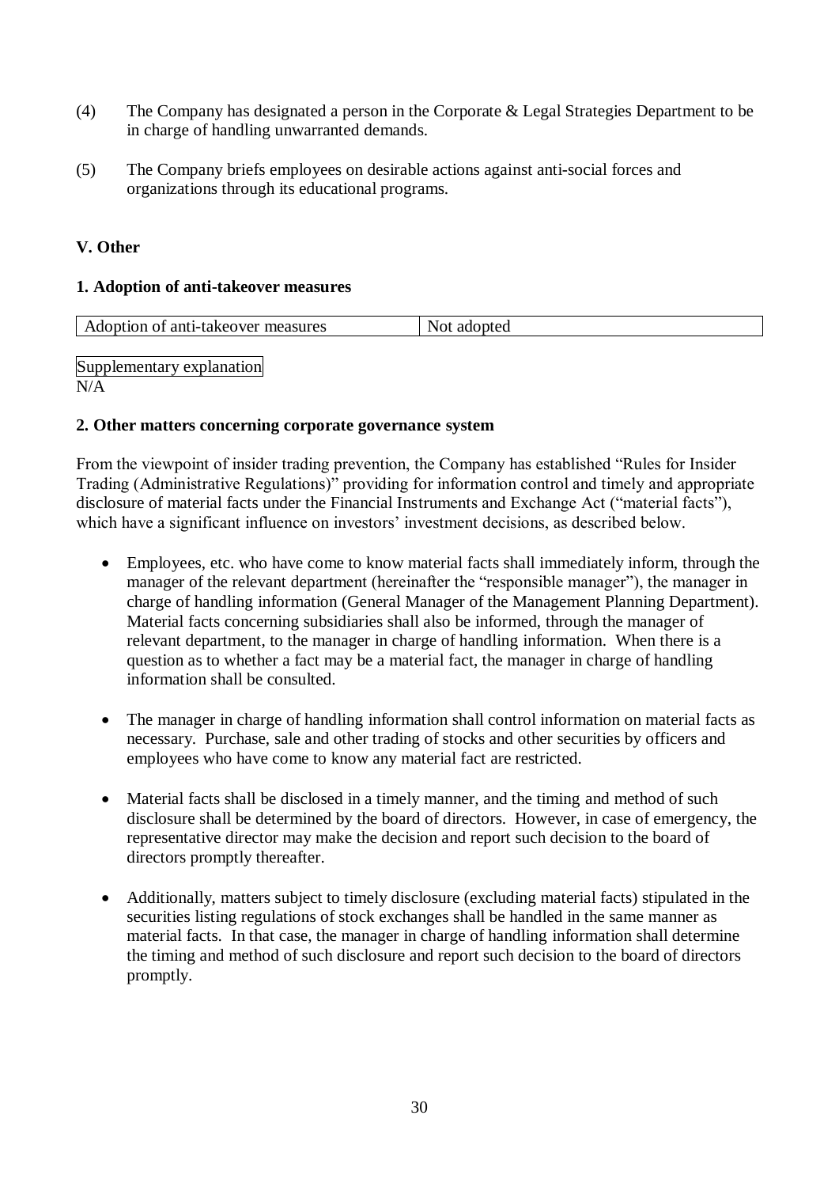(4) The Company has designated a person in the Corporate & Legal Strategies Department to be in charge of handling unwarranted demands.

(5) The Company briefs employees on desirable actions against anti-social forces and organizations through its educational programs.

## V. Other

### 1. Adoption of anti-takeover measures

| Adoption of anti-takeover measures | Not adopted |
|---|---|

Supplementary explanation

N/A

### 2. Other matters concerning corporate governance system

From the viewpoint of insider trading prevention, the Company has established "Rules for Insider Trading (Administrative Regulations)" providing for information control and timely and appropriate disclosure of material facts under the Financial Instruments and Exchange Act ("material facts"), which have a significant influence on investors' investment decisions, as described below.

- Employees, etc. who have come to know material facts shall immediately inform, through the manager of the relevant department (hereinafter the "responsible manager"), the manager in charge of handling information (General Manager of the Management Planning Department). Material facts concerning subsidiaries shall also be informed, through the manager of relevant department, to the manager in charge of handling information. When there is a question as to whether a fact may be a material fact, the manager in charge of handling information shall be consulted.

- The manager in charge of handling information shall control information on material facts as necessary. Purchase, sale and other trading of stocks and other securities by officers and employees who have come to know any material fact are restricted.

- Material facts shall be disclosed in a timely manner, and the timing and method of such disclosure shall be determined by the board of directors. However, in case of emergency, the representative director may make the decision and report such decision to the board of directors promptly thereafter.

- Additionally, matters subject to timely disclosure (excluding material facts) stipulated in the securities listing regulations of stock exchanges shall be handled in the same manner as material facts. In that case, the manager in charge of handling information shall determine the timing and method of such disclosure and report such decision to the board of directors promptly.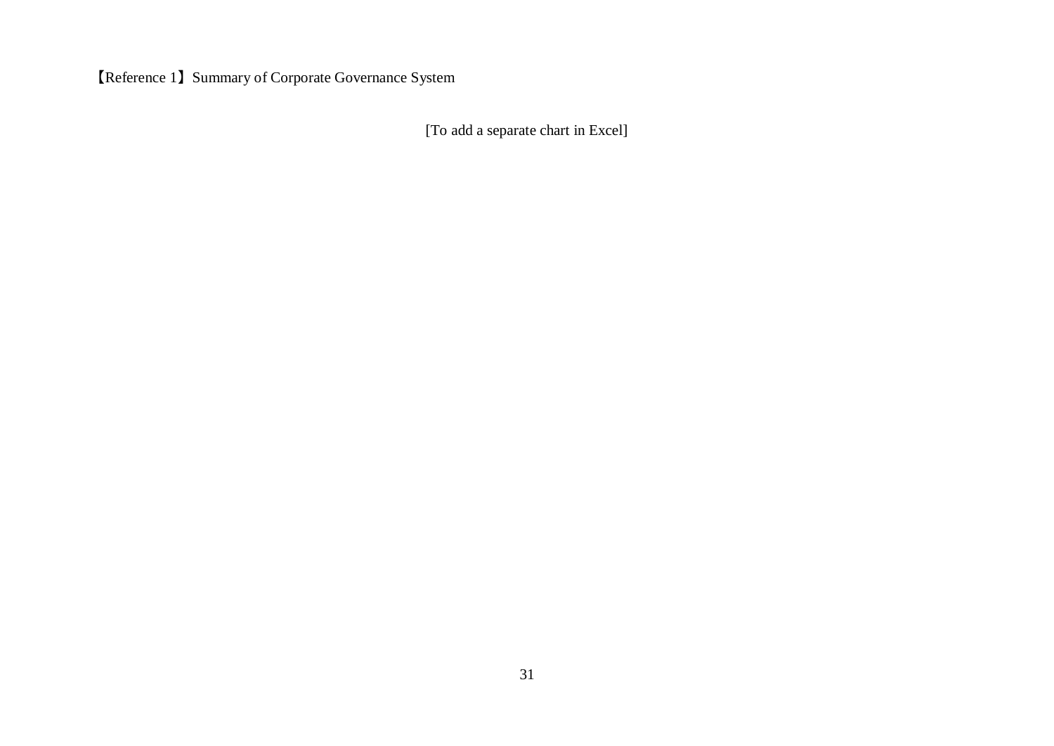【Reference 1】Summary of Corporate Governance System

[To add a separate chart in Excel]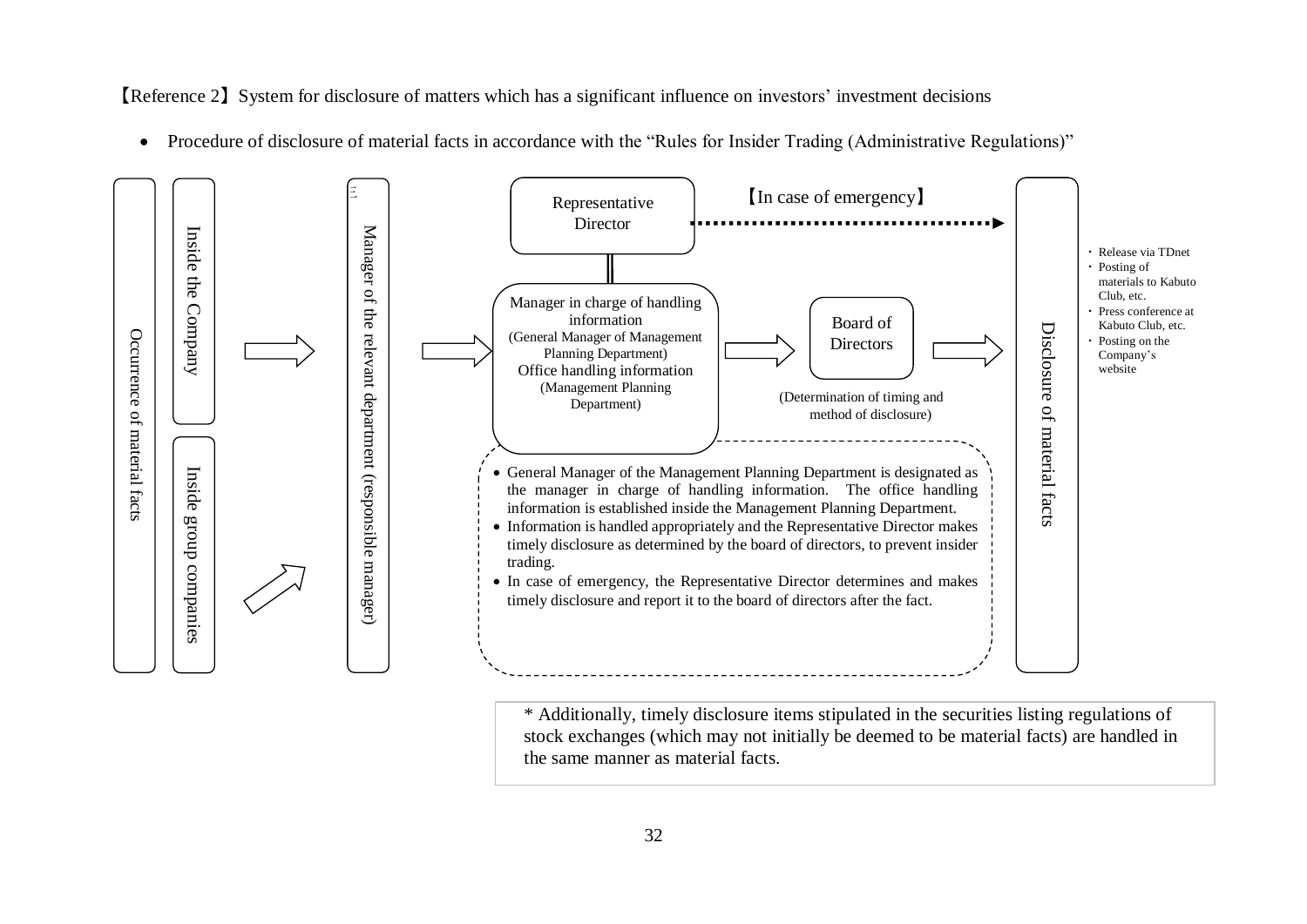【Reference 2】System for disclosure of matters which has a significant influence on investors' investment decisions

- Procedure of disclosure of material facts in accordance with the "Rules for Insider Trading (Administrative Regulations)"

Occurrence of material facts

Inside the Company

Inside group companies

Manager of the relevant department (responsible manager)

Representative Director

【In case of emergency】

Manager in charge of handling information
(General Manager of Management Planning Department)
Office handling information
(Management Planning Department)

Board of Directors

(Determination of timing and method of disclosure)

Disclosure of material facts

- Release via TDnet
- Posting of materials to Kabuto Club, etc.
- Press conference at Kabuto Club, etc.
- Posting on the Company's website

- General Manager of the Management Planning Department is designated as the manager in charge of handling information. The office handling information is established inside the Management Planning Department.
- Information is handled appropriately and the Representative Director makes timely disclosure as determined by the board of directors, to prevent insider trading.
- In case of emergency, the Representative Director determines and makes timely disclosure and report it to the board of directors after the fact.

\* Additionally, timely disclosure items stipulated in the securities listing regulations of stock exchanges (which may not initially be deemed to be material facts) are handled in the same manner as material facts.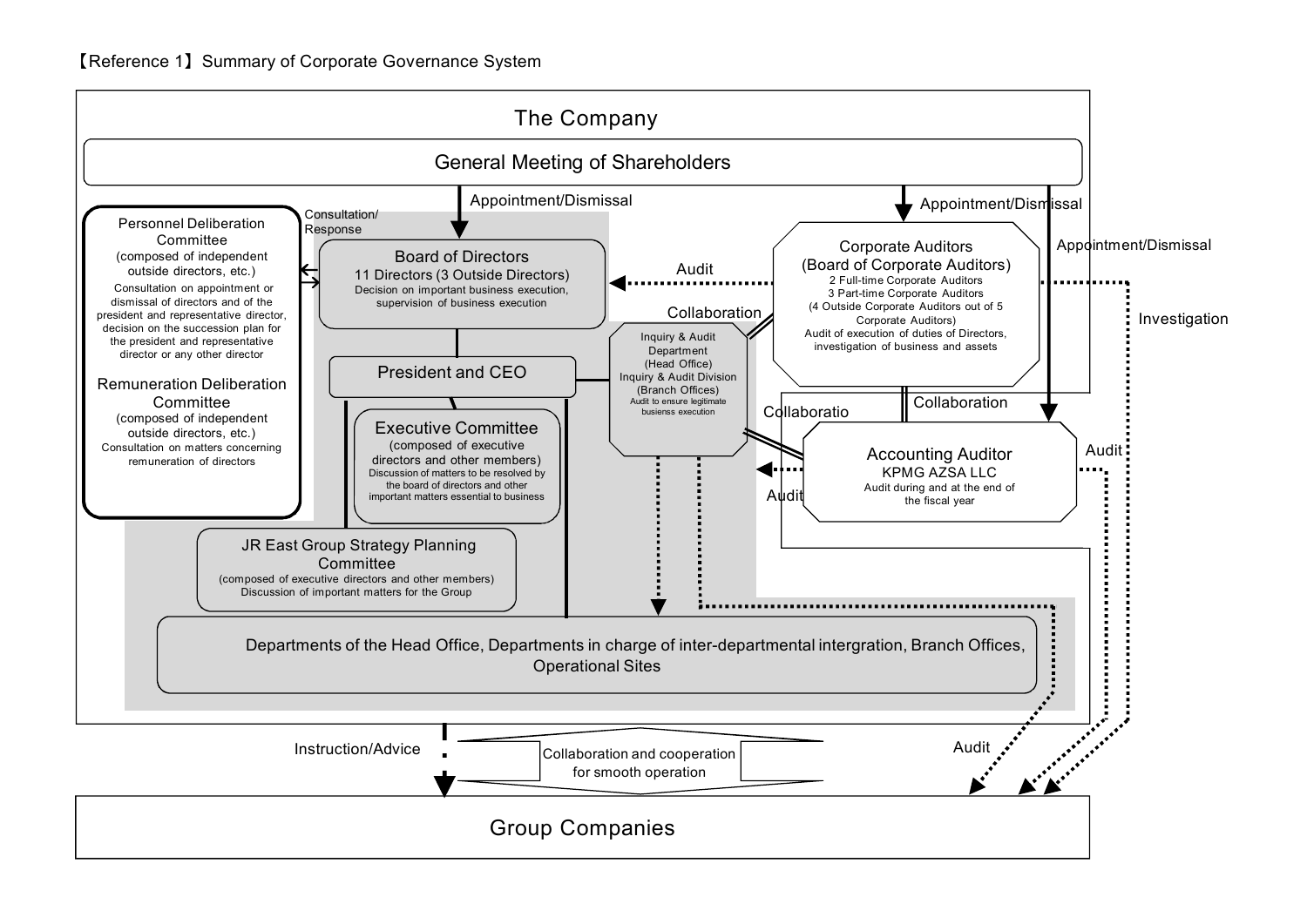【Reference 1】Summary of Corporate Governance System

The Company

General Meeting of Shareholders

Appointment/Dismissal

Appointment/Dismissal

Appointment/Dismissal

Personnel Deliberation Committee
(composed of independent outside directors, etc.)
Consultation on appointment or dismissal of directors and of the president and representative director, decision on the succession plan for the president and representative director or any other director

Remuneration Deliberation Committee
(composed of independent outside directors, etc.)
Consultation on matters concerning remuneration of directors

Consultation/Response

Board of Directors
11 Directors (3 Outside Directors)
Decision on important business execution, supervision of business execution

Audit

Corporate Auditors
(Board of Corporate Auditors)
2 Full-time Corporate Auditors
3 Part-time Corporate Auditors
(4 Outside Corporate Auditors out of 5 Corporate Auditors)
Audit of execution of duties of Directors, investigation of business and assets

Investigation

Collaboration

President and CEO

Inquiry & Audit Department
(Head Office)
Inquiry & Audit Division
(Branch Offices)
Audit to ensure legitimate busiess execution

Executive Committee
(composed of executive directors and other members)
Discussion of matters to be resolved by the board of directors and other important matters essential to business

Collaboratio

Collaboration

Accounting Auditor
KPMG AZSA LLC
Audit during and at the end of the fiscal year

Audit

Audit

JR East Group Strategy Planning Committee
(composed of executive directors and other members)
Discussion of important matters for the Group

Departments of the Head Office, Departments in charge of inter-departmental intergration, Branch Offices, Operational Sites

Instruction/Advice

Collaboration and cooperation for smooth operation

Audit

Group Companies